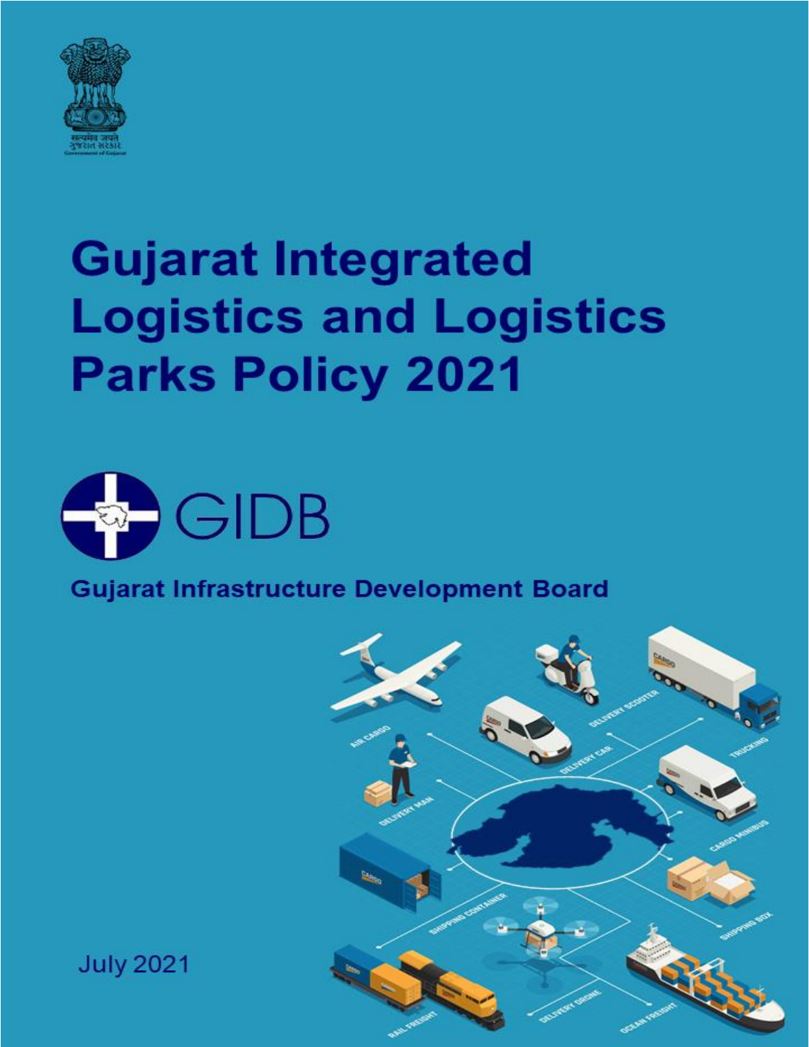# Gujarat Integrated Logistics and Logistics Parks Policy 2021

GIDB

Gujarat Infrastructure Development Board

July 2021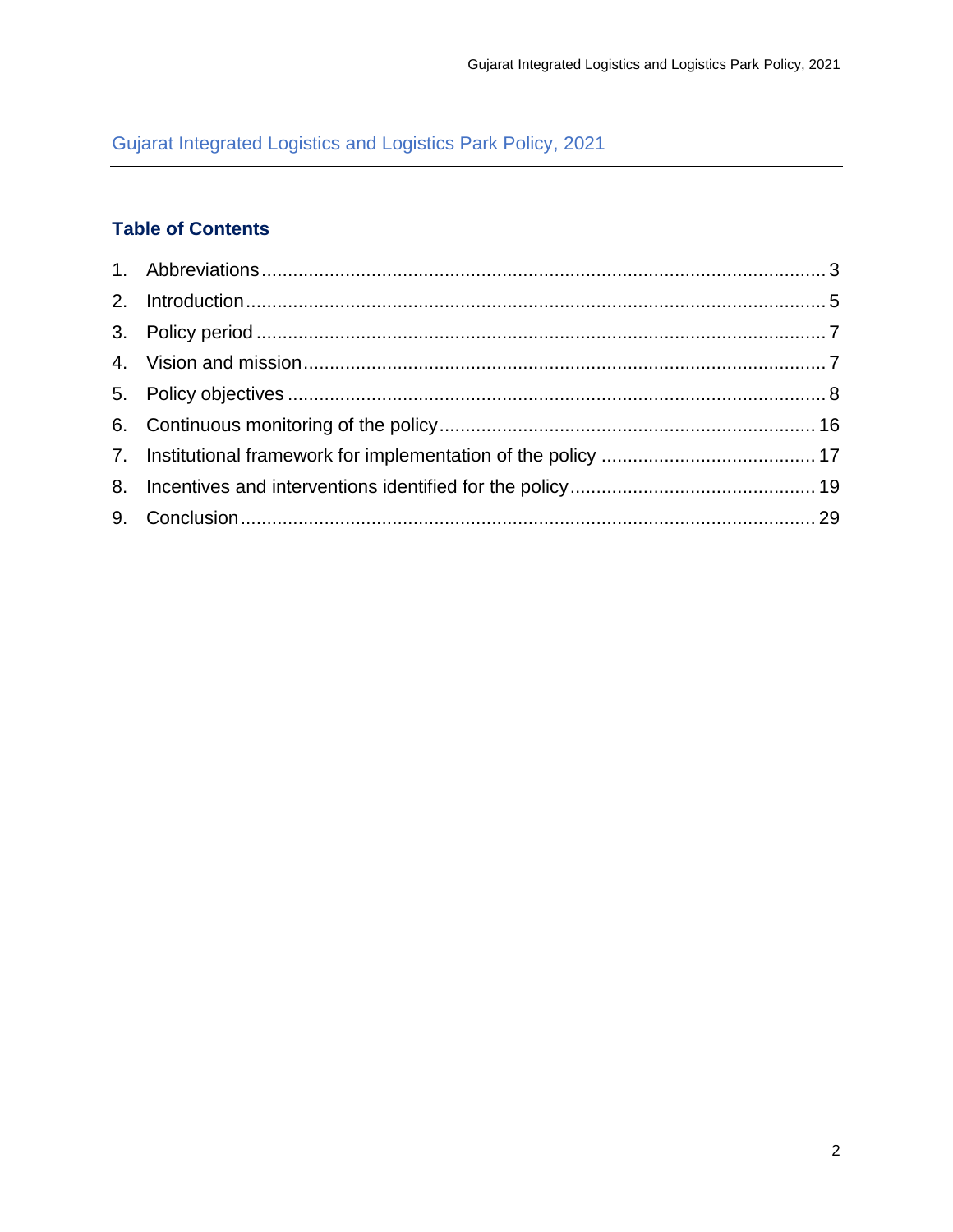# Gujarat Integrated Logistics and Logistics Park Policy, 2021

## Table of Contents

1. Abbreviations ........ 3
2. Introduction ........ 5
3. Policy period ........ 7
4. Vision and mission ........ 7
5. Policy objectives ........ 8
6. Continuous monitoring of the policy ........ 16
7. Institutional framework for implementation of the policy ........ 17
8. Incentives and interventions identified for the policy ........ 19
9. Conclusion ........ 29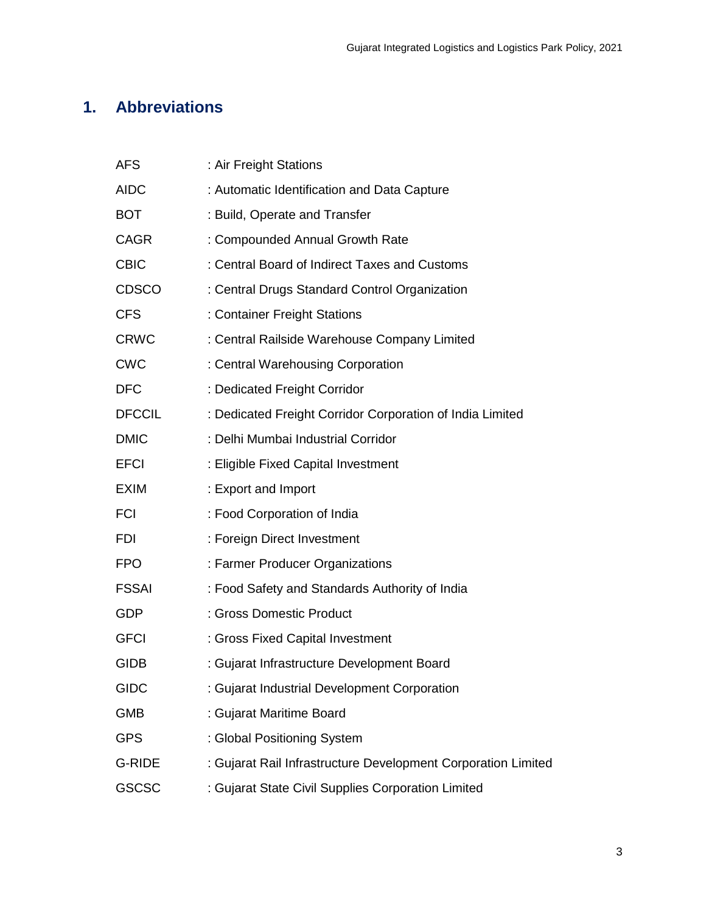# 1. Abbreviations

| | |
|---|---|
| AFS | : Air Freight Stations |
| AIDC | : Automatic Identification and Data Capture |
| BOT | : Build, Operate and Transfer |
| CAGR | : Compounded Annual Growth Rate |
| CBIC | : Central Board of Indirect Taxes and Customs |
| CDSCO | : Central Drugs Standard Control Organization |
| CFS | : Container Freight Stations |
| CRWC | : Central Railside Warehouse Company Limited |
| CWC | : Central Warehousing Corporation |
| DFC | : Dedicated Freight Corridor |
| DFCCIL | : Dedicated Freight Corridor Corporation of India Limited |
| DMIC | : Delhi Mumbai Industrial Corridor |
| EFCI | : Eligible Fixed Capital Investment |
| EXIM | : Export and Import |
| FCI | : Food Corporation of India |
| FDI | : Foreign Direct Investment |
| FPO | : Farmer Producer Organizations |
| FSSAI | : Food Safety and Standards Authority of India |
| GDP | : Gross Domestic Product |
| GFCI | : Gross Fixed Capital Investment |
| GIDB | : Gujarat Infrastructure Development Board |
| GIDC | : Gujarat Industrial Development Corporation |
| GMB | : Gujarat Maritime Board |
| GPS | : Global Positioning System |
| G-RIDE | : Gujarat Rail Infrastructure Development Corporation Limited |
| GSCSC | : Gujarat State Civil Supplies Corporation Limited |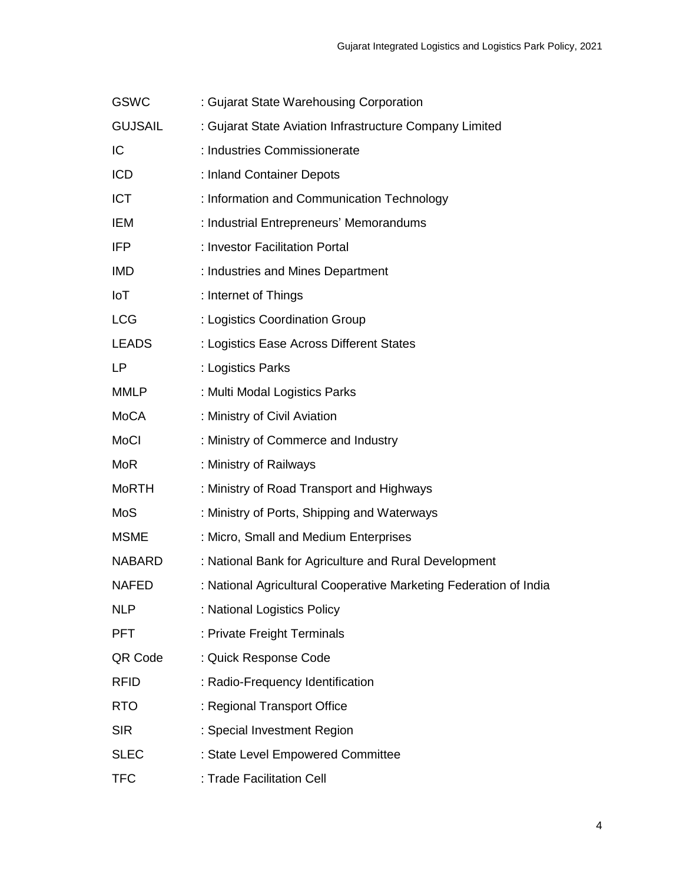| | |
|---|---|
| GSWC | : Gujarat State Warehousing Corporation |
| GUJSAIL | : Gujarat State Aviation Infrastructure Company Limited |
| IC | : Industries Commissionerate |
| ICD | : Inland Container Depots |
| ICT | : Information and Communication Technology |
| IEM | : Industrial Entrepreneurs' Memorandums |
| IFP | : Investor Facilitation Portal |
| IMD | : Industries and Mines Department |
| IoT | : Internet of Things |
| LCG | : Logistics Coordination Group |
| LEADS | : Logistics Ease Across Different States |
| LP | : Logistics Parks |
| MMLP | : Multi Modal Logistics Parks |
| MoCA | : Ministry of Civil Aviation |
| MoCI | : Ministry of Commerce and Industry |
| MoR | : Ministry of Railways |
| MoRTH | : Ministry of Road Transport and Highways |
| MoS | : Ministry of Ports, Shipping and Waterways |
| MSME | : Micro, Small and Medium Enterprises |
| NABARD | : National Bank for Agriculture and Rural Development |
| NAFED | : National Agricultural Cooperative Marketing Federation of India |
| NLP | : National Logistics Policy |
| PFT | : Private Freight Terminals |
| QR Code | : Quick Response Code |
| RFID | : Radio-Frequency Identification |
| RTO | : Regional Transport Office |
| SIR | : Special Investment Region |
| SLEC | : State Level Empowered Committee |
| TFC | : Trade Facilitation Cell |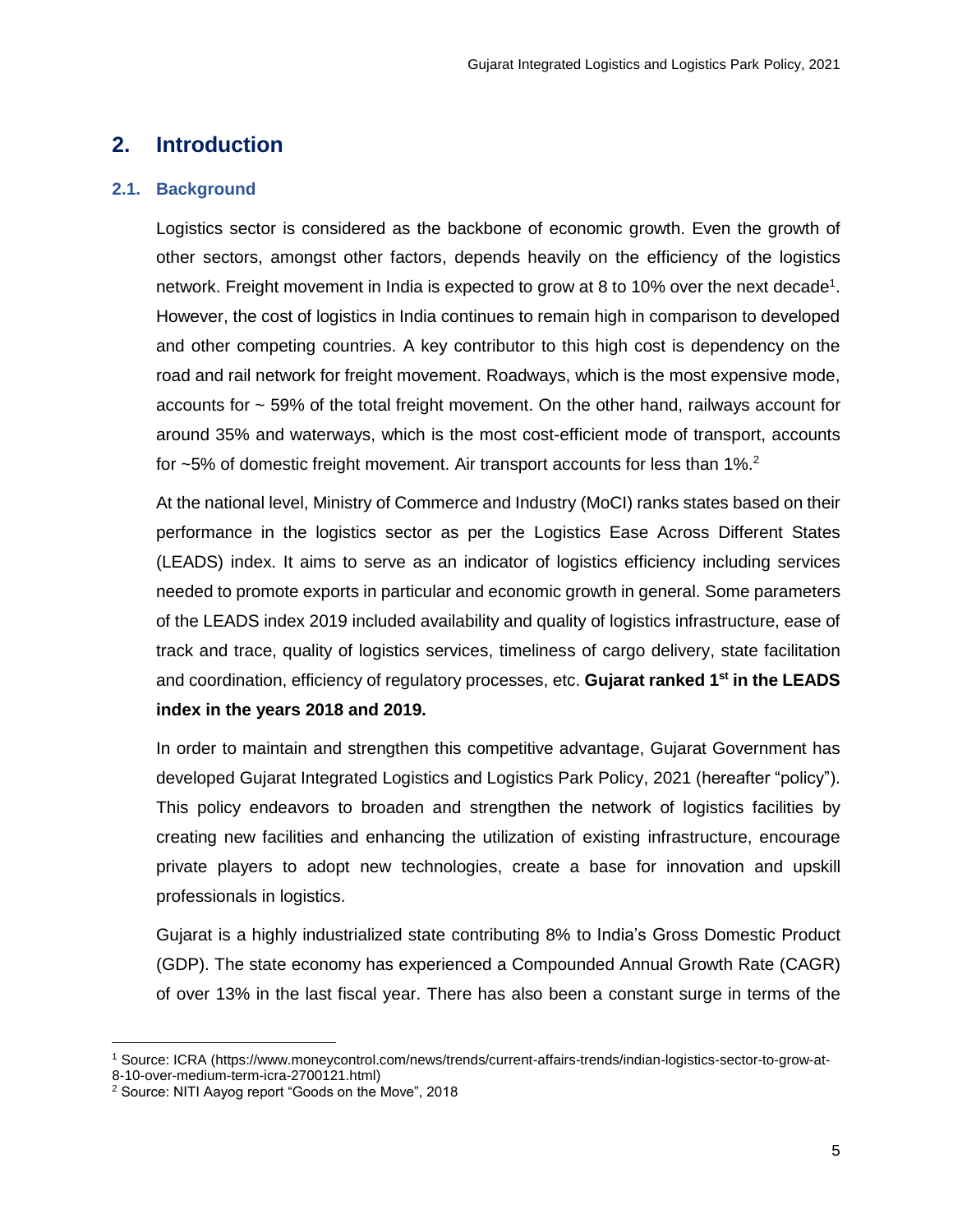## 2. Introduction

### 2.1. Background

Logistics sector is considered as the backbone of economic growth. Even the growth of other sectors, amongst other factors, depends heavily on the efficiency of the logistics network. Freight movement in India is expected to grow at 8 to 10% over the next decade[1]. However, the cost of logistics in India continues to remain high in comparison to developed and other competing countries. A key contributor to this high cost is dependency on the road and rail network for freight movement. Roadways, which is the most expensive mode, accounts for ~ 59% of the total freight movement. On the other hand, railways account for around 35% and waterways, which is the most cost-efficient mode of transport, accounts for ~5% of domestic freight movement. Air transport accounts for less than 1%.[2]

At the national level, Ministry of Commerce and Industry (MoCI) ranks states based on their performance in the logistics sector as per the Logistics Ease Across Different States (LEADS) index. It aims to serve as an indicator of logistics efficiency including services needed to promote exports in particular and economic growth in general. Some parameters of the LEADS index 2019 included availability and quality of logistics infrastructure, ease of track and trace, quality of logistics services, timeliness of cargo delivery, state facilitation and coordination, efficiency of regulatory processes, etc. **Gujarat ranked 1st in the LEADS index in the years 2018 and 2019.**

In order to maintain and strengthen this competitive advantage, Gujarat Government has developed Gujarat Integrated Logistics and Logistics Park Policy, 2021 (hereafter "policy"). This policy endeavors to broaden and strengthen the network of logistics facilities by creating new facilities and enhancing the utilization of existing infrastructure, encourage private players to adopt new technologies, create a base for innovation and upskill professionals in logistics.

Gujarat is a highly industrialized state contributing 8% to India's Gross Domestic Product (GDP). The state economy has experienced a Compounded Annual Growth Rate (CAGR) of over 13% in the last fiscal year. There has also been a constant surge in terms of the

---

[1] Source: ICRA (https://www.moneycontrol.com/news/trends/current-affairs-trends/indian-logistics-sector-to-grow-at-8-10-over-medium-term-icra-2700121.html)

[2] Source: NITI Aayog report "Goods on the Move", 2018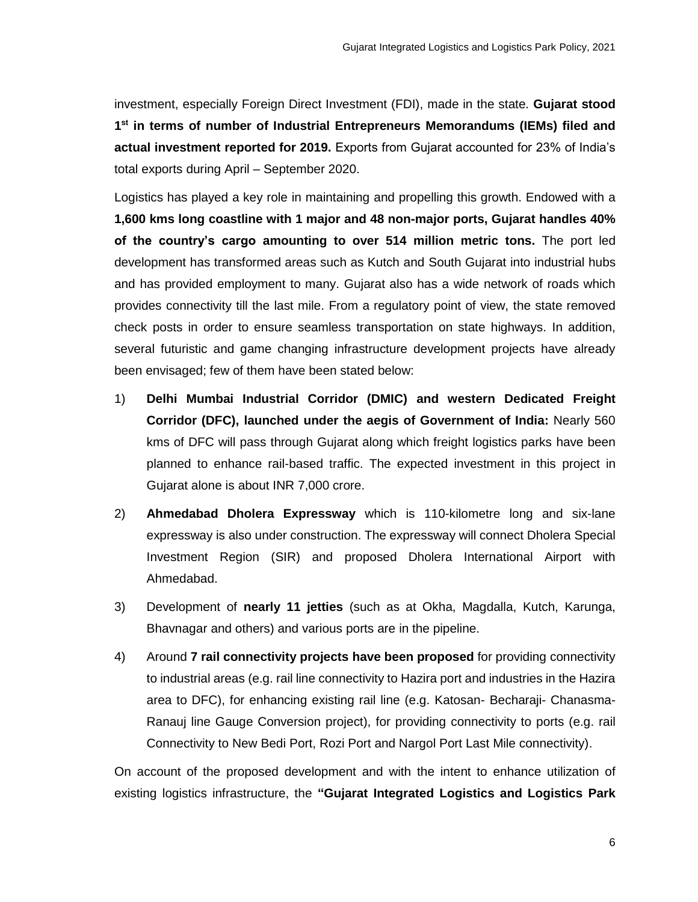investment, especially Foreign Direct Investment (FDI), made in the state. **Gujarat stood 1st in terms of number of Industrial Entrepreneurs Memorandums (IEMs) filed and actual investment reported for 2019.** Exports from Gujarat accounted for 23% of India's total exports during April – September 2020.

Logistics has played a key role in maintaining and propelling this growth. Endowed with a **1,600 kms long coastline with 1 major and 48 non-major ports, Gujarat handles 40% of the country's cargo amounting to over 514 million metric tons.** The port led development has transformed areas such as Kutch and South Gujarat into industrial hubs and has provided employment to many. Gujarat also has a wide network of roads which provides connectivity till the last mile. From a regulatory point of view, the state removed check posts in order to ensure seamless transportation on state highways. In addition, several futuristic and game changing infrastructure development projects have already been envisaged; few of them have been stated below:

1) **Delhi Mumbai Industrial Corridor (DMIC) and western Dedicated Freight Corridor (DFC), launched under the aegis of Government of India:** Nearly 560 kms of DFC will pass through Gujarat along which freight logistics parks have been planned to enhance rail-based traffic. The expected investment in this project in Gujarat alone is about INR 7,000 crore.
2) **Ahmedabad Dholera Expressway** which is 110-kilometre long and six-lane expressway is also under construction. The expressway will connect Dholera Special Investment Region (SIR) and proposed Dholera International Airport with Ahmedabad.
3) Development of **nearly 11 jetties** (such as at Okha, Magdalla, Kutch, Karunga, Bhavnagar and others) and various ports are in the pipeline.
4) Around **7 rail connectivity projects have been proposed** for providing connectivity to industrial areas (e.g. rail line connectivity to Hazira port and industries in the Hazira area to DFC), for enhancing existing rail line (e.g. Katosan- Becharaji- Chanasma-Ranauj line Gauge Conversion project), for providing connectivity to ports (e.g. rail Connectivity to New Bedi Port, Rozi Port and Nargol Port Last Mile connectivity).

On account of the proposed development and with the intent to enhance utilization of existing logistics infrastructure, the **"Gujarat Integrated Logistics and Logistics Park**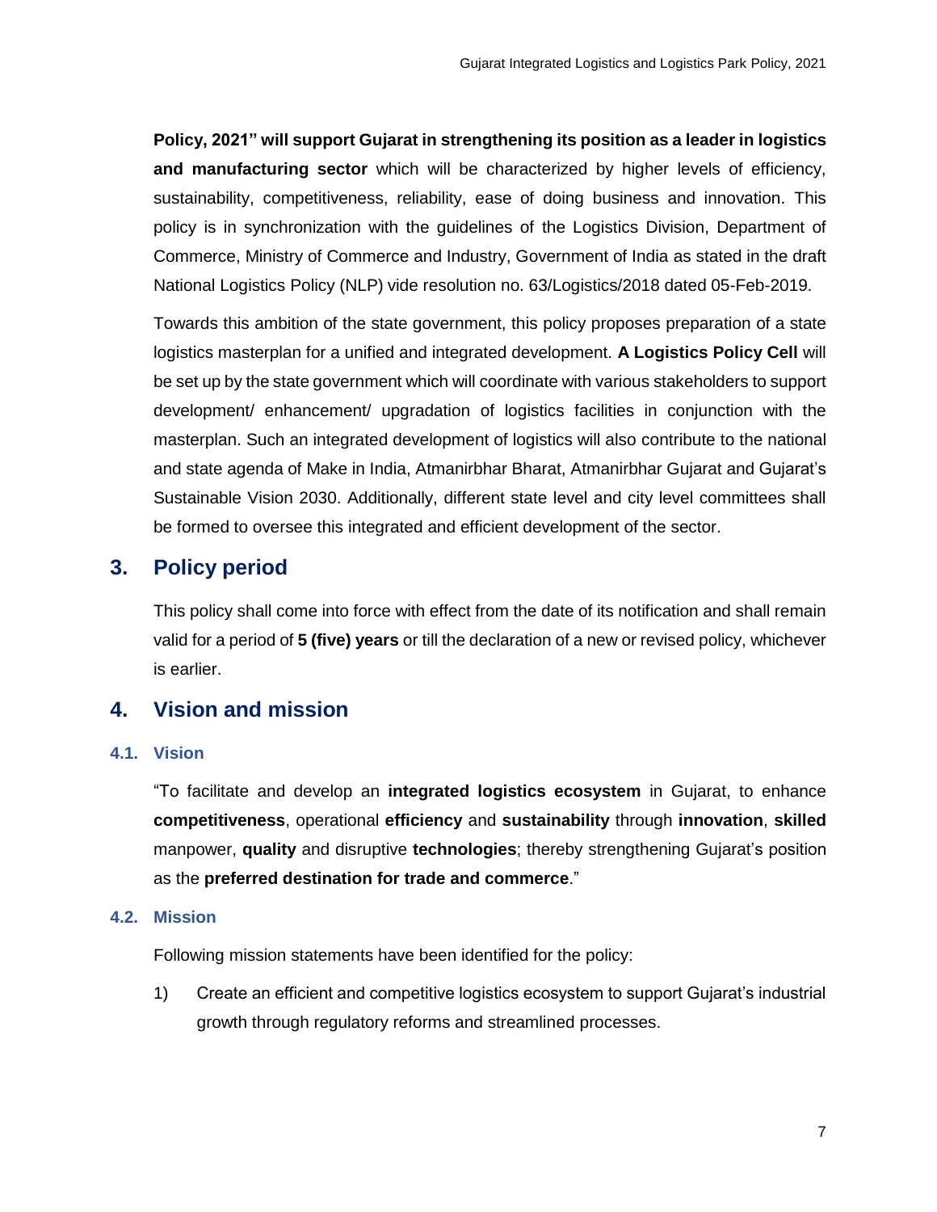**Policy, 2021" will support Gujarat in strengthening its position as a leader in logistics and manufacturing sector** which will be characterized by higher levels of efficiency, sustainability, competitiveness, reliability, ease of doing business and innovation. This policy is in synchronization with the guidelines of the Logistics Division, Department of Commerce, Ministry of Commerce and Industry, Government of India as stated in the draft National Logistics Policy (NLP) vide resolution no. 63/Logistics/2018 dated 05-Feb-2019.

Towards this ambition of the state government, this policy proposes preparation of a state logistics masterplan for a unified and integrated development. **A Logistics Policy Cell** will be set up by the state government which will coordinate with various stakeholders to support development/ enhancement/ upgradation of logistics facilities in conjunction with the masterplan. Such an integrated development of logistics will also contribute to the national and state agenda of Make in India, Atmanirbhar Bharat, Atmanirbhar Gujarat and Gujarat's Sustainable Vision 2030. Additionally, different state level and city level committees shall be formed to oversee this integrated and efficient development of the sector.

## 3. Policy period

This policy shall come into force with effect from the date of its notification and shall remain valid for a period of **5 (five) years** or till the declaration of a new or revised policy, whichever is earlier.

## 4. Vision and mission

### 4.1. Vision

"To facilitate and develop an **integrated logistics ecosystem** in Gujarat, to enhance **competitiveness**, operational **efficiency** and **sustainability** through **innovation**, **skilled** manpower, **quality** and disruptive **technologies**; thereby strengthening Gujarat's position as the **preferred destination for trade and commerce**."

### 4.2. Mission

Following mission statements have been identified for the policy:

1) Create an efficient and competitive logistics ecosystem to support Gujarat's industrial growth through regulatory reforms and streamlined processes.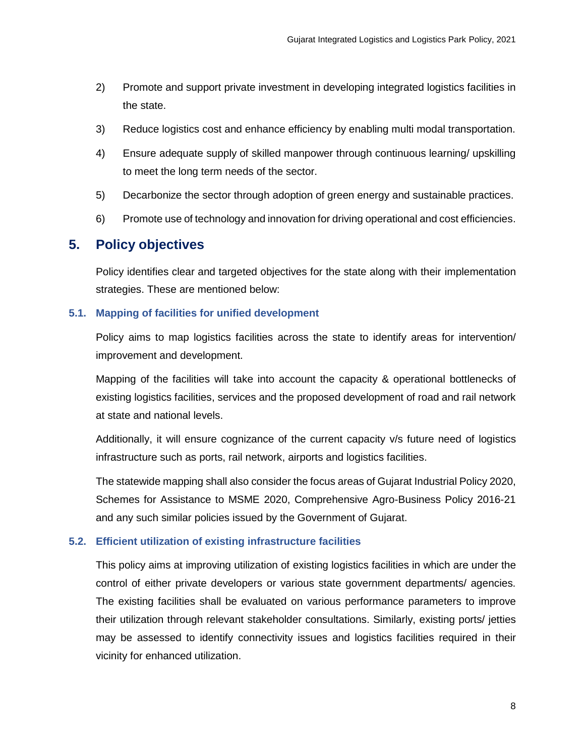2) Promote and support private investment in developing integrated logistics facilities in the state.
3) Reduce logistics cost and enhance efficiency by enabling multi modal transportation.
4) Ensure adequate supply of skilled manpower through continuous learning/ upskilling to meet the long term needs of the sector.
5) Decarbonize the sector through adoption of green energy and sustainable practices.
6) Promote use of technology and innovation for driving operational and cost efficiencies.

## 5. Policy objectives

Policy identifies clear and targeted objectives for the state along with their implementation strategies. These are mentioned below:

### 5.1. Mapping of facilities for unified development

Policy aims to map logistics facilities across the state to identify areas for intervention/ improvement and development.

Mapping of the facilities will take into account the capacity & operational bottlenecks of existing logistics facilities, services and the proposed development of road and rail network at state and national levels.

Additionally, it will ensure cognizance of the current capacity v/s future need of logistics infrastructure such as ports, rail network, airports and logistics facilities.

The statewide mapping shall also consider the focus areas of Gujarat Industrial Policy 2020, Schemes for Assistance to MSME 2020, Comprehensive Agro-Business Policy 2016-21 and any such similar policies issued by the Government of Gujarat.

### 5.2. Efficient utilization of existing infrastructure facilities

This policy aims at improving utilization of existing logistics facilities in which are under the control of either private developers or various state government departments/ agencies. The existing facilities shall be evaluated on various performance parameters to improve their utilization through relevant stakeholder consultations. Similarly, existing ports/ jetties may be assessed to identify connectivity issues and logistics facilities required in their vicinity for enhanced utilization.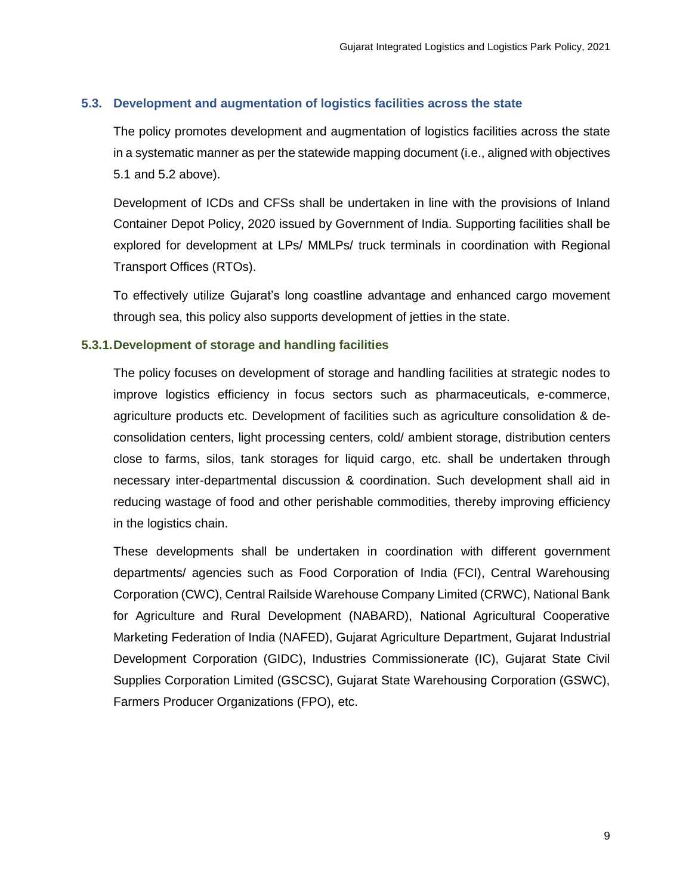## 5.3. Development and augmentation of logistics facilities across the state

The policy promotes development and augmentation of logistics facilities across the state in a systematic manner as per the statewide mapping document (i.e., aligned with objectives 5.1 and 5.2 above).

Development of ICDs and CFSs shall be undertaken in line with the provisions of Inland Container Depot Policy, 2020 issued by Government of India. Supporting facilities shall be explored for development at LPs/ MMLPs/ truck terminals in coordination with Regional Transport Offices (RTOs).

To effectively utilize Gujarat's long coastline advantage and enhanced cargo movement through sea, this policy also supports development of jetties in the state.

### 5.3.1. Development of storage and handling facilities

The policy focuses on development of storage and handling facilities at strategic nodes to improve logistics efficiency in focus sectors such as pharmaceuticals, e-commerce, agriculture products etc. Development of facilities such as agriculture consolidation & de-consolidation centers, light processing centers, cold/ ambient storage, distribution centers close to farms, silos, tank storages for liquid cargo, etc. shall be undertaken through necessary inter-departmental discussion & coordination. Such development shall aid in reducing wastage of food and other perishable commodities, thereby improving efficiency in the logistics chain.

These developments shall be undertaken in coordination with different government departments/ agencies such as Food Corporation of India (FCI), Central Warehousing Corporation (CWC), Central Railside Warehouse Company Limited (CRWC), National Bank for Agriculture and Rural Development (NABARD), National Agricultural Cooperative Marketing Federation of India (NAFED), Gujarat Agriculture Department, Gujarat Industrial Development Corporation (GIDC), Industries Commissionerate (IC), Gujarat State Civil Supplies Corporation Limited (GSCSC), Gujarat State Warehousing Corporation (GSWC), Farmers Producer Organizations (FPO), etc.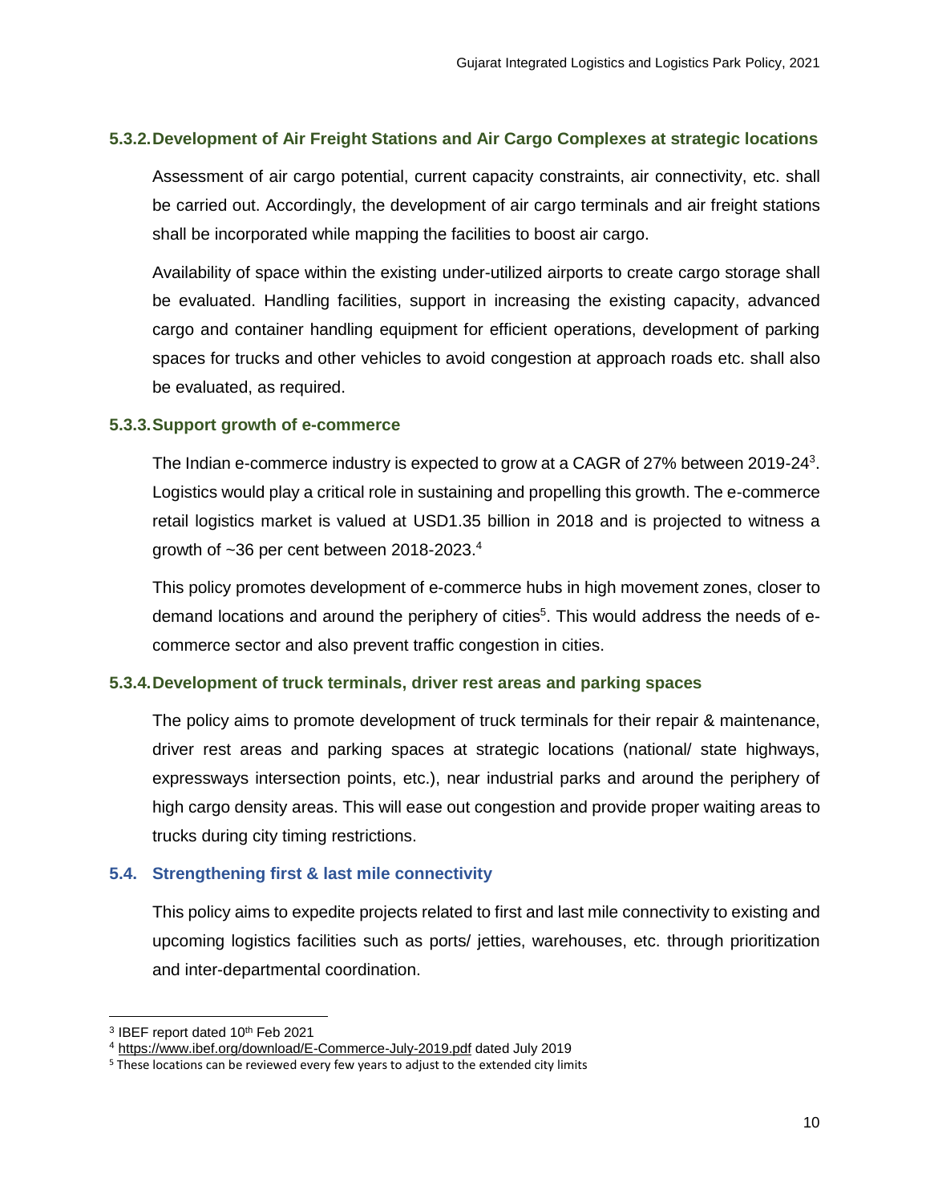### 5.3.2. Development of Air Freight Stations and Air Cargo Complexes at strategic locations

Assessment of air cargo potential, current capacity constraints, air connectivity, etc. shall be carried out. Accordingly, the development of air cargo terminals and air freight stations shall be incorporated while mapping the facilities to boost air cargo.

Availability of space within the existing under-utilized airports to create cargo storage shall be evaluated. Handling facilities, support in increasing the existing capacity, advanced cargo and container handling equipment for efficient operations, development of parking spaces for trucks and other vehicles to avoid congestion at approach roads etc. shall also be evaluated, as required.

### 5.3.3. Support growth of e-commerce

The Indian e-commerce industry is expected to grow at a CAGR of 27% between 2019-24[3]. Logistics would play a critical role in sustaining and propelling this growth. The e-commerce retail logistics market is valued at USD1.35 billion in 2018 and is projected to witness a growth of ~36 per cent between 2018-2023.[4]

This policy promotes development of e-commerce hubs in high movement zones, closer to demand locations and around the periphery of cities[5]. This would address the needs of e-commerce sector and also prevent traffic congestion in cities.

### 5.3.4. Development of truck terminals, driver rest areas and parking spaces

The policy aims to promote development of truck terminals for their repair & maintenance, driver rest areas and parking spaces at strategic locations (national/ state highways, expressways intersection points, etc.), near industrial parks and around the periphery of high cargo density areas. This will ease out congestion and provide proper waiting areas to trucks during city timing restrictions.

## 5.4. Strengthening first & last mile connectivity

This policy aims to expedite projects related to first and last mile connectivity to existing and upcoming logistics facilities such as ports/ jetties, warehouses, etc. through prioritization and inter-departmental coordination.

---

[3] IBEF report dated 10th Feb 2021

[4] https://www.ibef.org/download/E-Commerce-July-2019.pdf dated July 2019

[5] These locations can be reviewed every few years to adjust to the extended city limits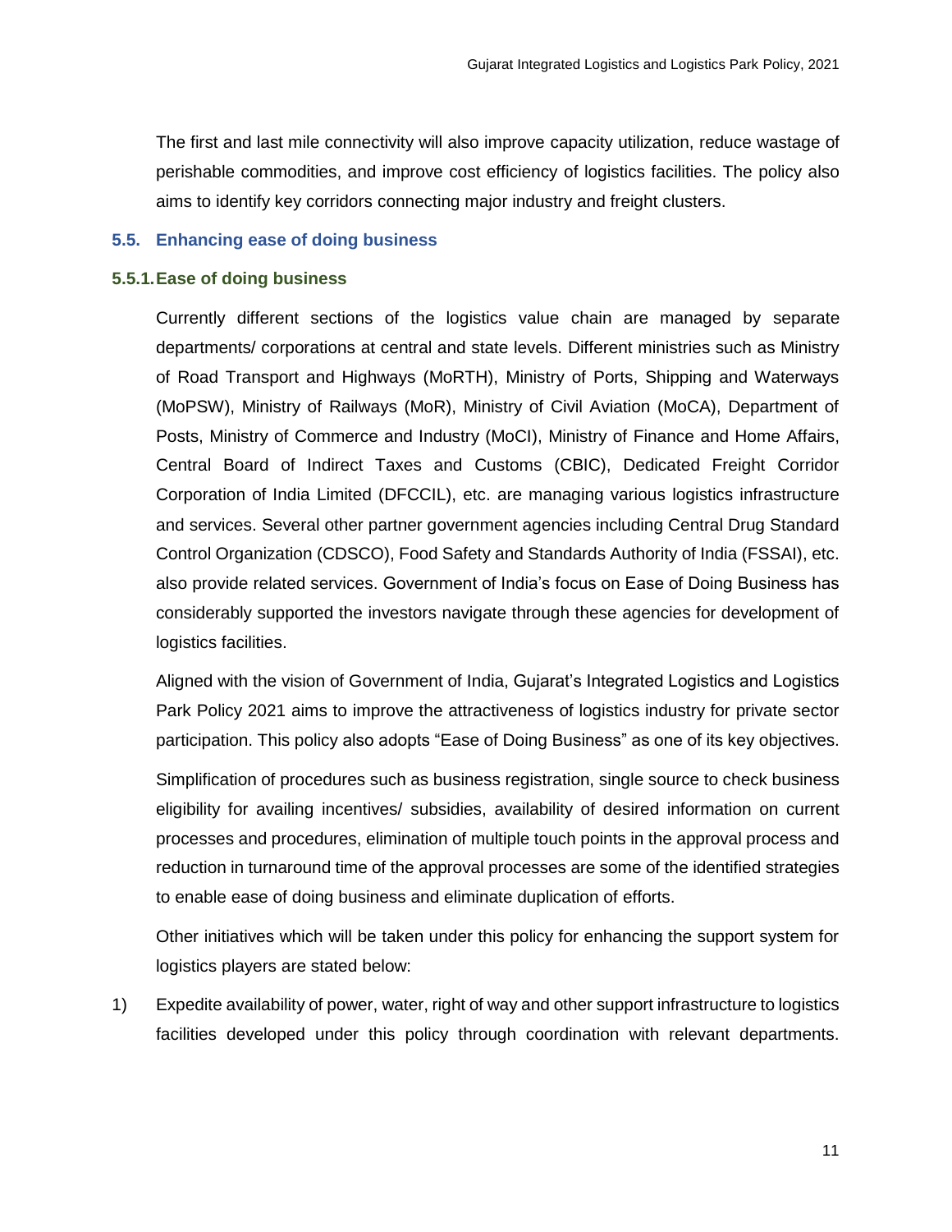The first and last mile connectivity will also improve capacity utilization, reduce wastage of perishable commodities, and improve cost efficiency of logistics facilities. The policy also aims to identify key corridors connecting major industry and freight clusters.

## 5.5. Enhancing ease of doing business

### 5.5.1. Ease of doing business

Currently different sections of the logistics value chain are managed by separate departments/ corporations at central and state levels. Different ministries such as Ministry of Road Transport and Highways (MoRTH), Ministry of Ports, Shipping and Waterways (MoPSW), Ministry of Railways (MoR), Ministry of Civil Aviation (MoCA), Department of Posts, Ministry of Commerce and Industry (MoCI), Ministry of Finance and Home Affairs, Central Board of Indirect Taxes and Customs (CBIC), Dedicated Freight Corridor Corporation of India Limited (DFCCIL), etc. are managing various logistics infrastructure and services. Several other partner government agencies including Central Drug Standard Control Organization (CDSCO), Food Safety and Standards Authority of India (FSSAI), etc. also provide related services. Government of India's focus on Ease of Doing Business has considerably supported the investors navigate through these agencies for development of logistics facilities.

Aligned with the vision of Government of India, Gujarat's Integrated Logistics and Logistics Park Policy 2021 aims to improve the attractiveness of logistics industry for private sector participation. This policy also adopts "Ease of Doing Business" as one of its key objectives.

Simplification of procedures such as business registration, single source to check business eligibility for availing incentives/ subsidies, availability of desired information on current processes and procedures, elimination of multiple touch points in the approval process and reduction in turnaround time of the approval processes are some of the identified strategies to enable ease of doing business and eliminate duplication of efforts.

Other initiatives which will be taken under this policy for enhancing the support system for logistics players are stated below:

1) Expedite availability of power, water, right of way and other support infrastructure to logistics facilities developed under this policy through coordination with relevant departments.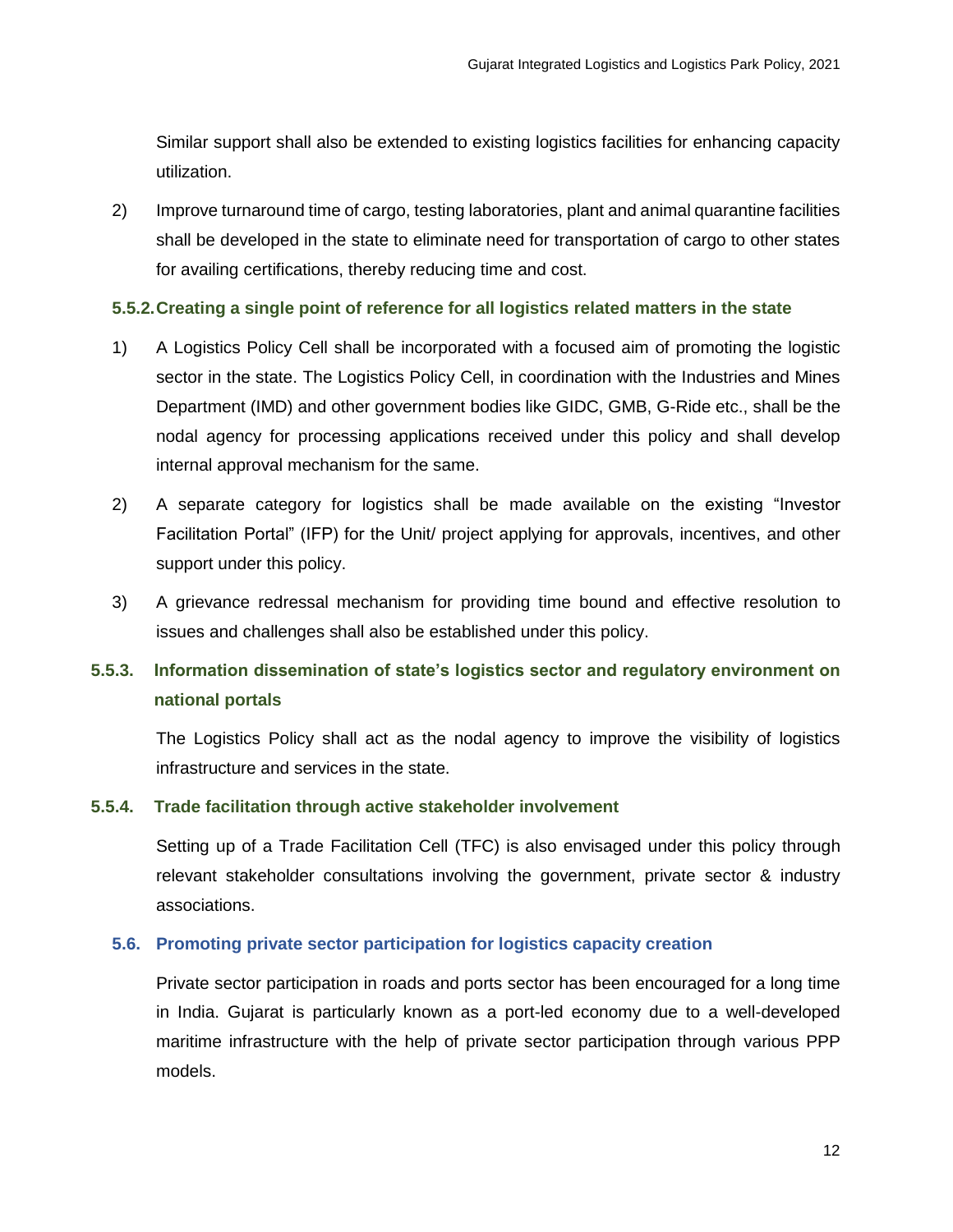Similar support shall also be extended to existing logistics facilities for enhancing capacity utilization.

2) Improve turnaround time of cargo, testing laboratories, plant and animal quarantine facilities shall be developed in the state to eliminate need for transportation of cargo to other states for availing certifications, thereby reducing time and cost.

#### 5.5.2. Creating a single point of reference for all logistics related matters in the state

1) A Logistics Policy Cell shall be incorporated with a focused aim of promoting the logistic sector in the state. The Logistics Policy Cell, in coordination with the Industries and Mines Department (IMD) and other government bodies like GIDC, GMB, G-Ride etc., shall be the nodal agency for processing applications received under this policy and shall develop internal approval mechanism for the same.

2) A separate category for logistics shall be made available on the existing "Investor Facilitation Portal" (IFP) for the Unit/ project applying for approvals, incentives, and other support under this policy.

3) A grievance redressal mechanism for providing time bound and effective resolution to issues and challenges shall also be established under this policy.

#### 5.5.3. Information dissemination of state's logistics sector and regulatory environment on national portals

The Logistics Policy shall act as the nodal agency to improve the visibility of logistics infrastructure and services in the state.

#### 5.5.4. Trade facilitation through active stakeholder involvement

Setting up of a Trade Facilitation Cell (TFC) is also envisaged under this policy through relevant stakeholder consultations involving the government, private sector & industry associations.

### 5.6. Promoting private sector participation for logistics capacity creation

Private sector participation in roads and ports sector has been encouraged for a long time in India. Gujarat is particularly known as a port-led economy due to a well-developed maritime infrastructure with the help of private sector participation through various PPP models.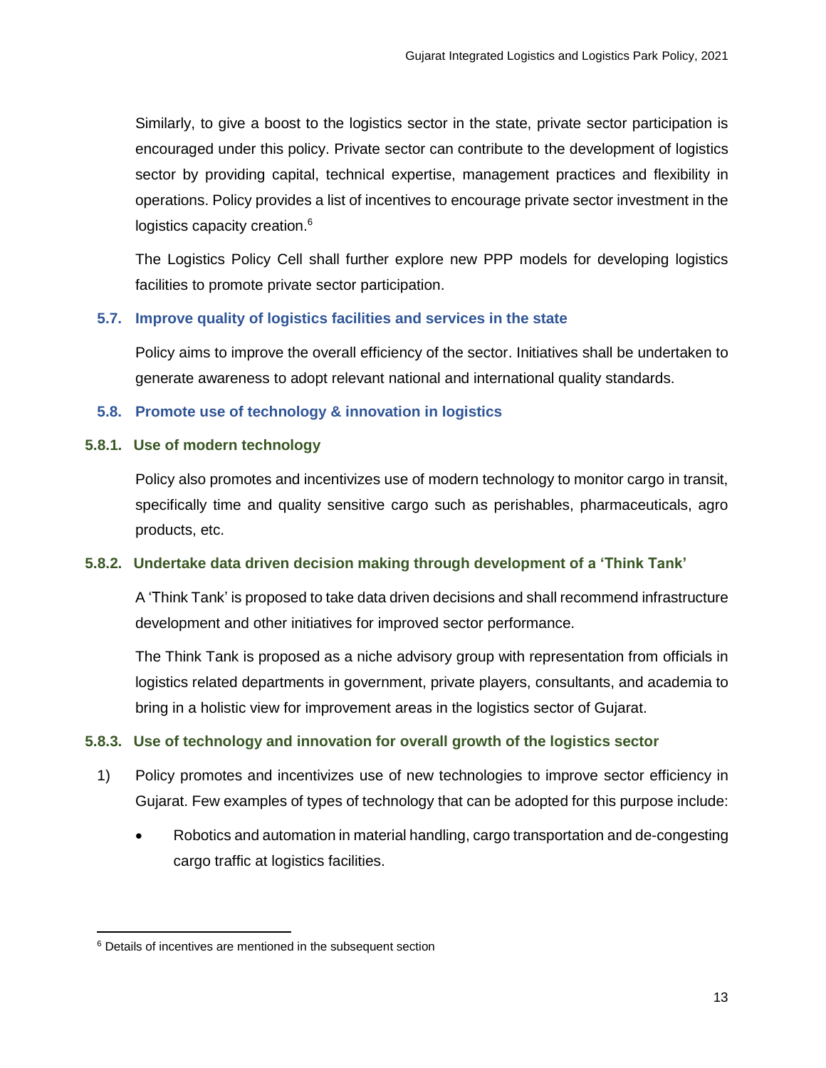Similarly, to give a boost to the logistics sector in the state, private sector participation is encouraged under this policy. Private sector can contribute to the development of logistics sector by providing capital, technical expertise, management practices and flexibility in operations. Policy provides a list of incentives to encourage private sector investment in the logistics capacity creation.[6]

The Logistics Policy Cell shall further explore new PPP models for developing logistics facilities to promote private sector participation.

## 5.7. Improve quality of logistics facilities and services in the state

Policy aims to improve the overall efficiency of the sector. Initiatives shall be undertaken to generate awareness to adopt relevant national and international quality standards.

## 5.8. Promote use of technology & innovation in logistics

### 5.8.1. Use of modern technology

Policy also promotes and incentivizes use of modern technology to monitor cargo in transit, specifically time and quality sensitive cargo such as perishables, pharmaceuticals, agro products, etc.

### 5.8.2. Undertake data driven decision making through development of a 'Think Tank'

A 'Think Tank' is proposed to take data driven decisions and shall recommend infrastructure development and other initiatives for improved sector performance.

The Think Tank is proposed as a niche advisory group with representation from officials in logistics related departments in government, private players, consultants, and academia to bring in a holistic view for improvement areas in the logistics sector of Gujarat.

### 5.8.3. Use of technology and innovation for overall growth of the logistics sector

1) Policy promotes and incentivizes use of new technologies to improve sector efficiency in Gujarat. Few examples of types of technology that can be adopted for this purpose include:

   - Robotics and automation in material handling, cargo transportation and de-congesting cargo traffic at logistics facilities.

---

[6] Details of incentives are mentioned in the subsequent section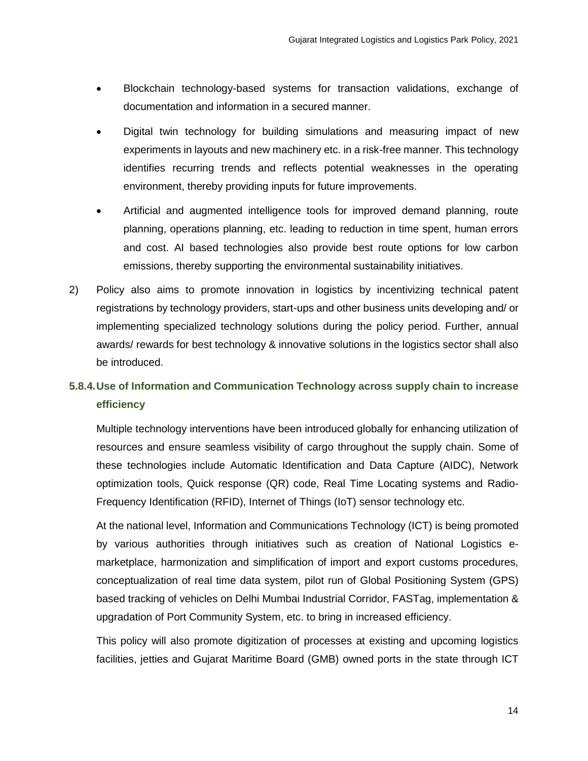- Blockchain technology-based systems for transaction validations, exchange of documentation and information in a secured manner.
- Digital twin technology for building simulations and measuring impact of new experiments in layouts and new machinery etc. in a risk-free manner. This technology identifies recurring trends and reflects potential weaknesses in the operating environment, thereby providing inputs for future improvements.
- Artificial and augmented intelligence tools for improved demand planning, route planning, operations planning, etc. leading to reduction in time spent, human errors and cost. AI based technologies also provide best route options for low carbon emissions, thereby supporting the environmental sustainability initiatives.

2) Policy also aims to promote innovation in logistics by incentivizing technical patent registrations by technology providers, start-ups and other business units developing and/ or implementing specialized technology solutions during the policy period. Further, annual awards/ rewards for best technology & innovative solutions in the logistics sector shall also be introduced.

### 5.8.4. Use of Information and Communication Technology across supply chain to increase efficiency

Multiple technology interventions have been introduced globally for enhancing utilization of resources and ensure seamless visibility of cargo throughout the supply chain. Some of these technologies include Automatic Identification and Data Capture (AIDC), Network optimization tools, Quick response (QR) code, Real Time Locating systems and Radio-Frequency Identification (RFID), Internet of Things (IoT) sensor technology etc.

At the national level, Information and Communications Technology (ICT) is being promoted by various authorities through initiatives such as creation of National Logistics e-marketplace, harmonization and simplification of import and export customs procedures, conceptualization of real time data system, pilot run of Global Positioning System (GPS) based tracking of vehicles on Delhi Mumbai Industrial Corridor, FASTag, implementation & upgradation of Port Community System, etc. to bring in increased efficiency.

This policy will also promote digitization of processes at existing and upcoming logistics facilities, jetties and Gujarat Maritime Board (GMB) owned ports in the state through ICT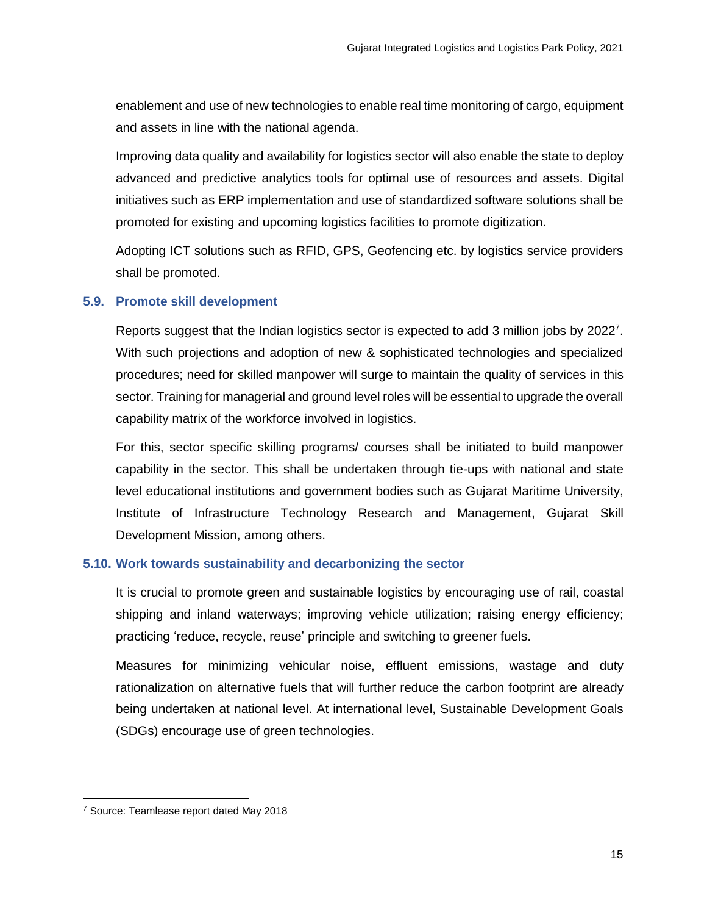enablement and use of new technologies to enable real time monitoring of cargo, equipment and assets in line with the national agenda.

Improving data quality and availability for logistics sector will also enable the state to deploy advanced and predictive analytics tools for optimal use of resources and assets. Digital initiatives such as ERP implementation and use of standardized software solutions shall be promoted for existing and upcoming logistics facilities to promote digitization.

Adopting ICT solutions such as RFID, GPS, Geofencing etc. by logistics service providers shall be promoted.

### 5.9. Promote skill development

Reports suggest that the Indian logistics sector is expected to add 3 million jobs by 2022[7]. With such projections and adoption of new & sophisticated technologies and specialized procedures; need for skilled manpower will surge to maintain the quality of services in this sector. Training for managerial and ground level roles will be essential to upgrade the overall capability matrix of the workforce involved in logistics.

For this, sector specific skilling programs/ courses shall be initiated to build manpower capability in the sector. This shall be undertaken through tie-ups with national and state level educational institutions and government bodies such as Gujarat Maritime University, Institute of Infrastructure Technology Research and Management, Gujarat Skill Development Mission, among others.

### 5.10. Work towards sustainability and decarbonizing the sector

It is crucial to promote green and sustainable logistics by encouraging use of rail, coastal shipping and inland waterways; improving vehicle utilization; raising energy efficiency; practicing 'reduce, recycle, reuse' principle and switching to greener fuels.

Measures for minimizing vehicular noise, effluent emissions, wastage and duty rationalization on alternative fuels that will further reduce the carbon footprint are already being undertaken at national level. At international level, Sustainable Development Goals (SDGs) encourage use of green technologies.

---

[7] Source: Teamlease report dated May 2018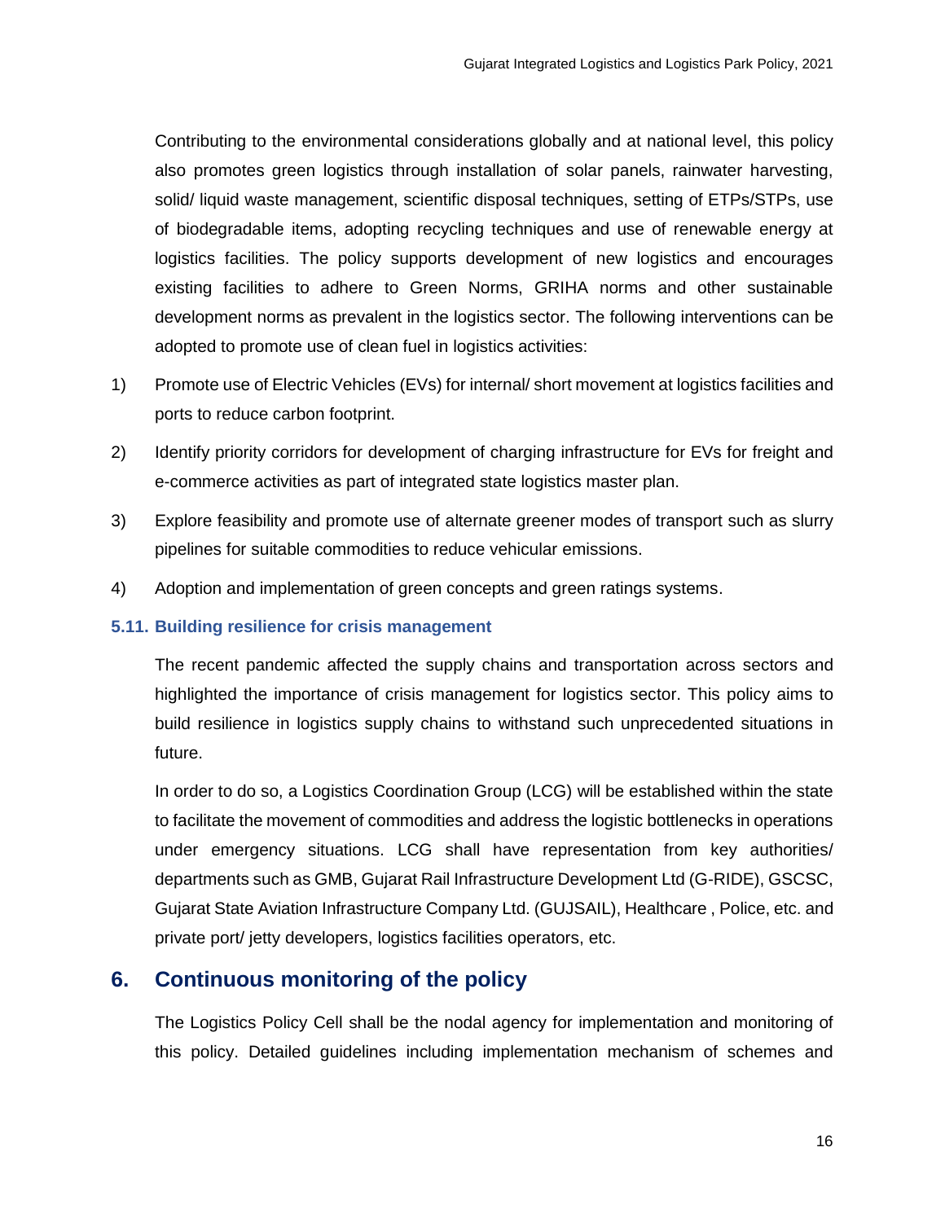Contributing to the environmental considerations globally and at national level, this policy also promotes green logistics through installation of solar panels, rainwater harvesting, solid/ liquid waste management, scientific disposal techniques, setting of ETPs/STPs, use of biodegradable items, adopting recycling techniques and use of renewable energy at logistics facilities. The policy supports development of new logistics and encourages existing facilities to adhere to Green Norms, GRIHA norms and other sustainable development norms as prevalent in the logistics sector. The following interventions can be adopted to promote use of clean fuel in logistics activities:

1) Promote use of Electric Vehicles (EVs) for internal/ short movement at logistics facilities and ports to reduce carbon footprint.
2) Identify priority corridors for development of charging infrastructure for EVs for freight and e-commerce activities as part of integrated state logistics master plan.
3) Explore feasibility and promote use of alternate greener modes of transport such as slurry pipelines for suitable commodities to reduce vehicular emissions.
4) Adoption and implementation of green concepts and green ratings systems.

### 5.11. Building resilience for crisis management

The recent pandemic affected the supply chains and transportation across sectors and highlighted the importance of crisis management for logistics sector. This policy aims to build resilience in logistics supply chains to withstand such unprecedented situations in future.

In order to do so, a Logistics Coordination Group (LCG) will be established within the state to facilitate the movement of commodities and address the logistic bottlenecks in operations under emergency situations. LCG shall have representation from key authorities/ departments such as GMB, Gujarat Rail Infrastructure Development Ltd (G-RIDE), GSCSC, Gujarat State Aviation Infrastructure Company Ltd. (GUJSAIL), Healthcare , Police, etc. and private port/ jetty developers, logistics facilities operators, etc.

## 6. Continuous monitoring of the policy

The Logistics Policy Cell shall be the nodal agency for implementation and monitoring of this policy. Detailed guidelines including implementation mechanism of schemes and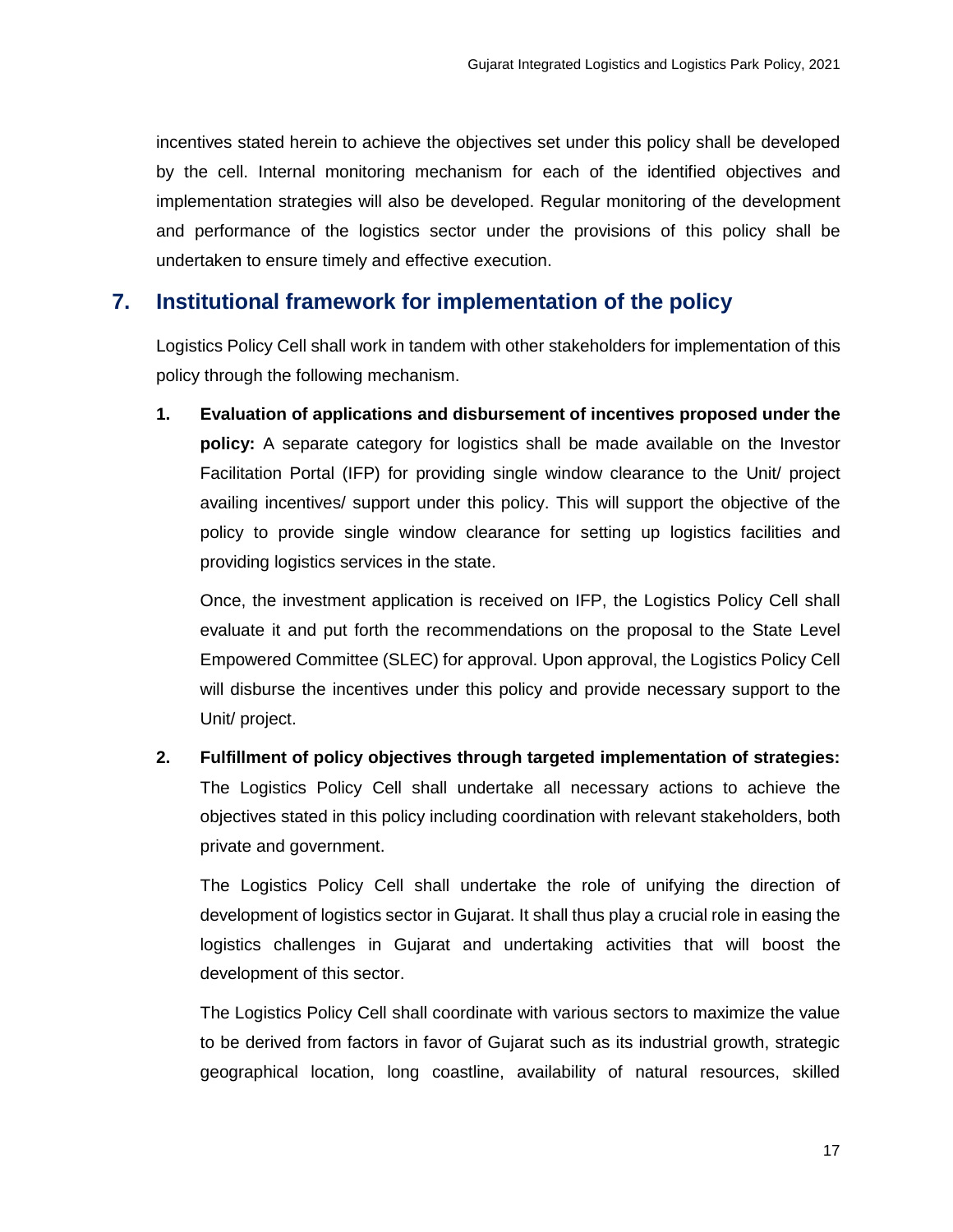incentives stated herein to achieve the objectives set under this policy shall be developed by the cell. Internal monitoring mechanism for each of the identified objectives and implementation strategies will also be developed. Regular monitoring of the development and performance of the logistics sector under the provisions of this policy shall be undertaken to ensure timely and effective execution.

## 7. Institutional framework for implementation of the policy

Logistics Policy Cell shall work in tandem with other stakeholders for implementation of this policy through the following mechanism.

1. **Evaluation of applications and disbursement of incentives proposed under the policy:** A separate category for logistics shall be made available on the Investor Facilitation Portal (IFP) for providing single window clearance to the Unit/ project availing incentives/ support under this policy. This will support the objective of the policy to provide single window clearance for setting up logistics facilities and providing logistics services in the state.

   Once, the investment application is received on IFP, the Logistics Policy Cell shall evaluate it and put forth the recommendations on the proposal to the State Level Empowered Committee (SLEC) for approval. Upon approval, the Logistics Policy Cell will disburse the incentives under this policy and provide necessary support to the Unit/ project.

2. **Fulfillment of policy objectives through targeted implementation of strategies:** The Logistics Policy Cell shall undertake all necessary actions to achieve the objectives stated in this policy including coordination with relevant stakeholders, both private and government.

   The Logistics Policy Cell shall undertake the role of unifying the direction of development of logistics sector in Gujarat. It shall thus play a crucial role in easing the logistics challenges in Gujarat and undertaking activities that will boost the development of this sector.

   The Logistics Policy Cell shall coordinate with various sectors to maximize the value to be derived from factors in favor of Gujarat such as its industrial growth, strategic geographical location, long coastline, availability of natural resources, skilled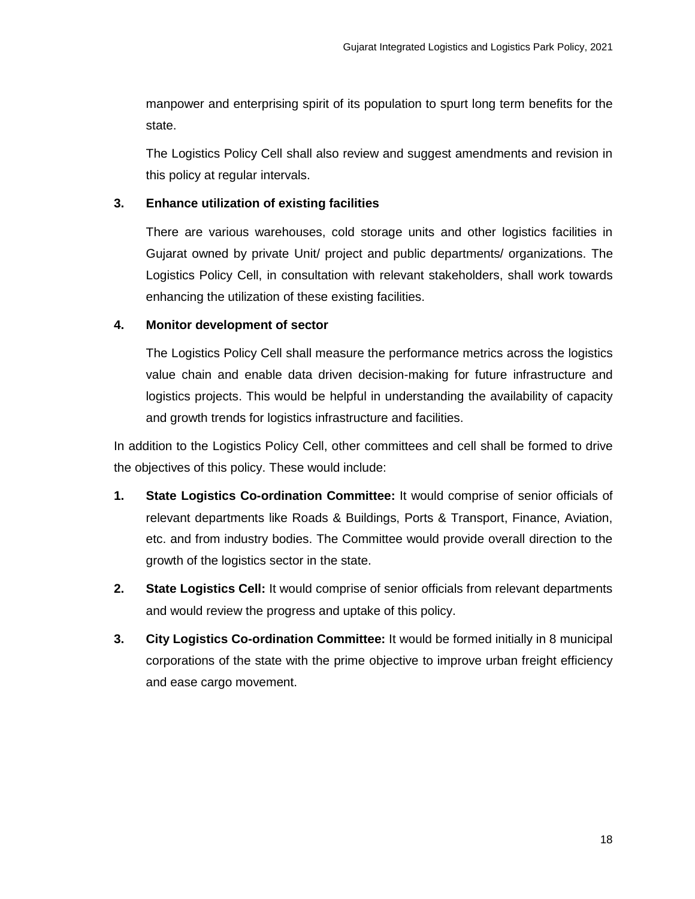manpower and enterprising spirit of its population to spurt long term benefits for the state.

The Logistics Policy Cell shall also review and suggest amendments and revision in this policy at regular intervals.

**3. Enhance utilization of existing facilities**

There are various warehouses, cold storage units and other logistics facilities in Gujarat owned by private Unit/ project and public departments/ organizations. The Logistics Policy Cell, in consultation with relevant stakeholders, shall work towards enhancing the utilization of these existing facilities.

**4. Monitor development of sector**

The Logistics Policy Cell shall measure the performance metrics across the logistics value chain and enable data driven decision-making for future infrastructure and logistics projects. This would be helpful in understanding the availability of capacity and growth trends for logistics infrastructure and facilities.

In addition to the Logistics Policy Cell, other committees and cell shall be formed to drive the objectives of this policy. These would include:

1. **State Logistics Co-ordination Committee:** It would comprise of senior officials of relevant departments like Roads & Buildings, Ports & Transport, Finance, Aviation, etc. and from industry bodies. The Committee would provide overall direction to the growth of the logistics sector in the state.
2. **State Logistics Cell:** It would comprise of senior officials from relevant departments and would review the progress and uptake of this policy.
3. **City Logistics Co-ordination Committee:** It would be formed initially in 8 municipal corporations of the state with the prime objective to improve urban freight efficiency and ease cargo movement.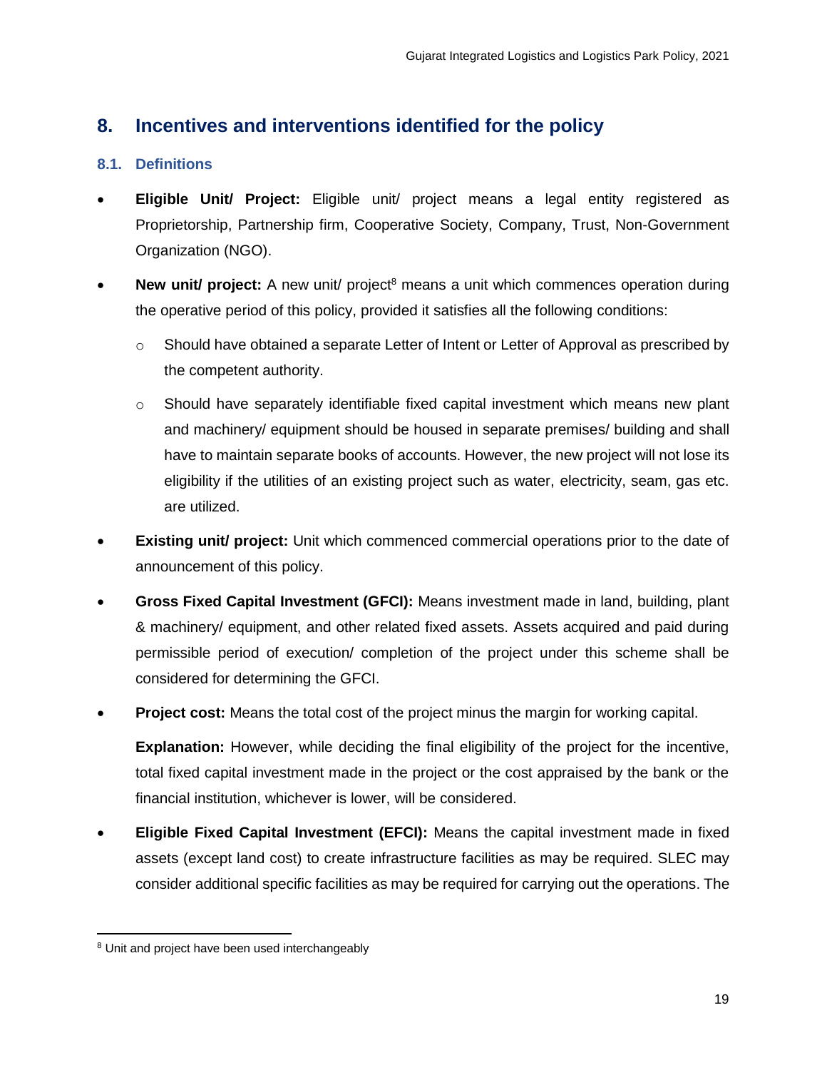## 8. Incentives and interventions identified for the policy

### 8.1. Definitions

- **Eligible Unit/ Project:** Eligible unit/ project means a legal entity registered as Proprietorship, Partnership firm, Cooperative Society, Company, Trust, Non-Government Organization (NGO).
- **New unit/ project:** A new unit/ project[8] means a unit which commences operation during the operative period of this policy, provided it satisfies all the following conditions:
  - Should have obtained a separate Letter of Intent or Letter of Approval as prescribed by the competent authority.
  - Should have separately identifiable fixed capital investment which means new plant and machinery/ equipment should be housed in separate premises/ building and shall have to maintain separate books of accounts. However, the new project will not lose its eligibility if the utilities of an existing project such as water, electricity, seam, gas etc. are utilized.
- **Existing unit/ project:** Unit which commenced commercial operations prior to the date of announcement of this policy.
- **Gross Fixed Capital Investment (GFCI):** Means investment made in land, building, plant & machinery/ equipment, and other related fixed assets. Assets acquired and paid during permissible period of execution/ completion of the project under this scheme shall be considered for determining the GFCI.
- **Project cost:** Means the total cost of the project minus the margin for working capital.

  **Explanation:** However, while deciding the final eligibility of the project for the incentive, total fixed capital investment made in the project or the cost appraised by the bank or the financial institution, whichever is lower, will be considered.
- **Eligible Fixed Capital Investment (EFCI):** Means the capital investment made in fixed assets (except land cost) to create infrastructure facilities as may be required. SLEC may consider additional specific facilities as may be required for carrying out the operations. The

[8] Unit and project have been used interchangeably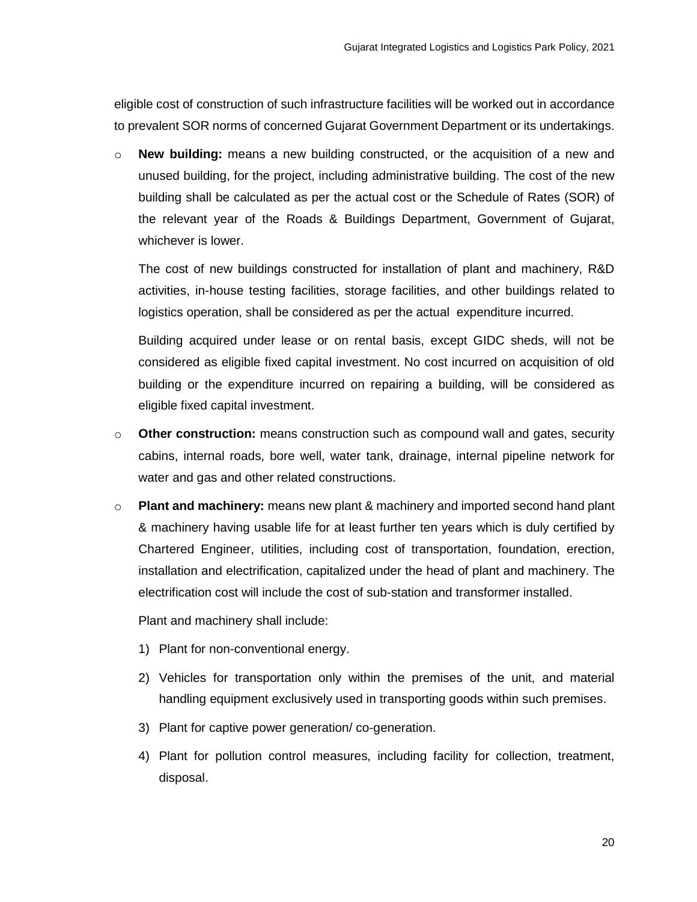eligible cost of construction of such infrastructure facilities will be worked out in accordance to prevalent SOR norms of concerned Gujarat Government Department or its undertakings.

- **New building:** means a new building constructed, or the acquisition of a new and unused building, for the project, including administrative building. The cost of the new building shall be calculated as per the actual cost or the Schedule of Rates (SOR) of the relevant year of the Roads & Buildings Department, Government of Gujarat, whichever is lower.

  The cost of new buildings constructed for installation of plant and machinery, R&D activities, in-house testing facilities, storage facilities, and other buildings related to logistics operation, shall be considered as per the actual expenditure incurred.

  Building acquired under lease or on rental basis, except GIDC sheds, will not be considered as eligible fixed capital investment. No cost incurred on acquisition of old building or the expenditure incurred on repairing a building, will be considered as eligible fixed capital investment.

- **Other construction:** means construction such as compound wall and gates, security cabins, internal roads, bore well, water tank, drainage, internal pipeline network for water and gas and other related constructions.

- **Plant and machinery:** means new plant & machinery and imported second hand plant & machinery having usable life for at least further ten years which is duly certified by Chartered Engineer, utilities, including cost of transportation, foundation, erection, installation and electrification, capitalized under the head of plant and machinery. The electrification cost will include the cost of sub-station and transformer installed.

  Plant and machinery shall include:

  1) Plant for non-conventional energy.
  2) Vehicles for transportation only within the premises of the unit, and material handling equipment exclusively used in transporting goods within such premises.
  3) Plant for captive power generation/ co-generation.
  4) Plant for pollution control measures, including facility for collection, treatment, disposal.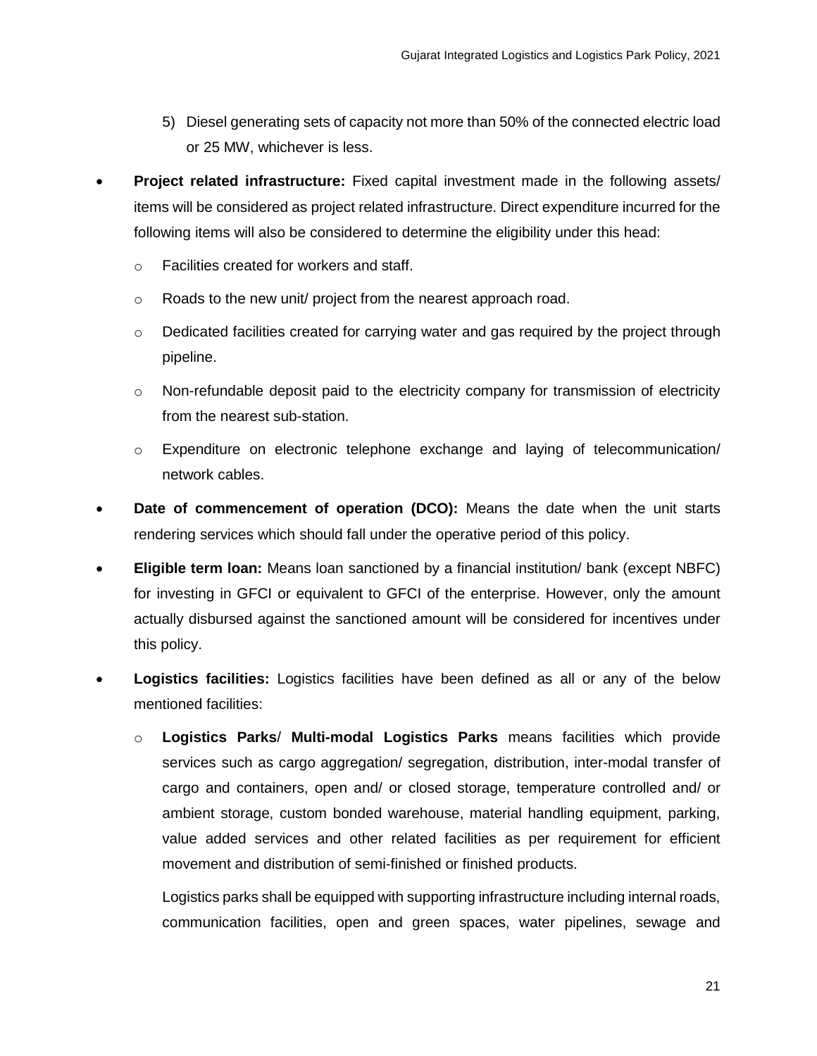5) Diesel generating sets of capacity not more than 50% of the connected electric load or 25 MW, whichever is less.

- **Project related infrastructure:** Fixed capital investment made in the following assets/ items will be considered as project related infrastructure. Direct expenditure incurred for the following items will also be considered to determine the eligibility under this head:
  - Facilities created for workers and staff.
  - Roads to the new unit/ project from the nearest approach road.
  - Dedicated facilities created for carrying water and gas required by the project through pipeline.
  - Non-refundable deposit paid to the electricity company for transmission of electricity from the nearest sub-station.
  - Expenditure on electronic telephone exchange and laying of telecommunication/ network cables.
- **Date of commencement of operation (DCO):** Means the date when the unit starts rendering services which should fall under the operative period of this policy.
- **Eligible term loan:** Means loan sanctioned by a financial institution/ bank (except NBFC) for investing in GFCI or equivalent to GFCI of the enterprise. However, only the amount actually disbursed against the sanctioned amount will be considered for incentives under this policy.
- **Logistics facilities:** Logistics facilities have been defined as all or any of the below mentioned facilities:
  - **Logistics Parks**/ **Multi-modal Logistics Parks** means facilities which provide services such as cargo aggregation/ segregation, distribution, inter-modal transfer of cargo and containers, open and/ or closed storage, temperature controlled and/ or ambient storage, custom bonded warehouse, material handling equipment, parking, value added services and other related facilities as per requirement for efficient movement and distribution of semi-finished or finished products.

    Logistics parks shall be equipped with supporting infrastructure including internal roads, communication facilities, open and green spaces, water pipelines, sewage and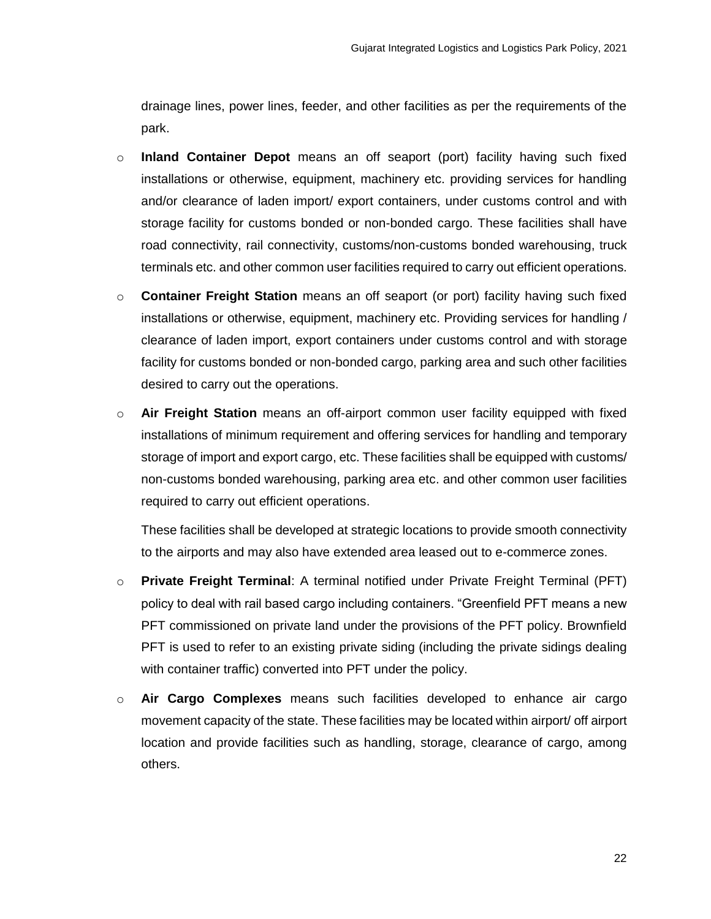drainage lines, power lines, feeder, and other facilities as per the requirements of the park.

- **Inland Container Depot** means an off seaport (port) facility having such fixed installations or otherwise, equipment, machinery etc. providing services for handling and/or clearance of laden import/ export containers, under customs control and with storage facility for customs bonded or non-bonded cargo. These facilities shall have road connectivity, rail connectivity, customs/non-customs bonded warehousing, truck terminals etc. and other common user facilities required to carry out efficient operations.

- **Container Freight Station** means an off seaport (or port) facility having such fixed installations or otherwise, equipment, machinery etc. Providing services for handling / clearance of laden import, export containers under customs control and with storage facility for customs bonded or non-bonded cargo, parking area and such other facilities desired to carry out the operations.

- **Air Freight Station** means an off-airport common user facility equipped with fixed installations of minimum requirement and offering services for handling and temporary storage of import and export cargo, etc. These facilities shall be equipped with customs/ non-customs bonded warehousing, parking area etc. and other common user facilities required to carry out efficient operations.

  These facilities shall be developed at strategic locations to provide smooth connectivity to the airports and may also have extended area leased out to e-commerce zones.

- **Private Freight Terminal**: A terminal notified under Private Freight Terminal (PFT) policy to deal with rail based cargo including containers. "Greenfield PFT means a new PFT commissioned on private land under the provisions of the PFT policy. Brownfield PFT is used to refer to an existing private siding (including the private sidings dealing with container traffic) converted into PFT under the policy.

- **Air Cargo Complexes** means such facilities developed to enhance air cargo movement capacity of the state. These facilities may be located within airport/ off airport location and provide facilities such as handling, storage, clearance of cargo, among others.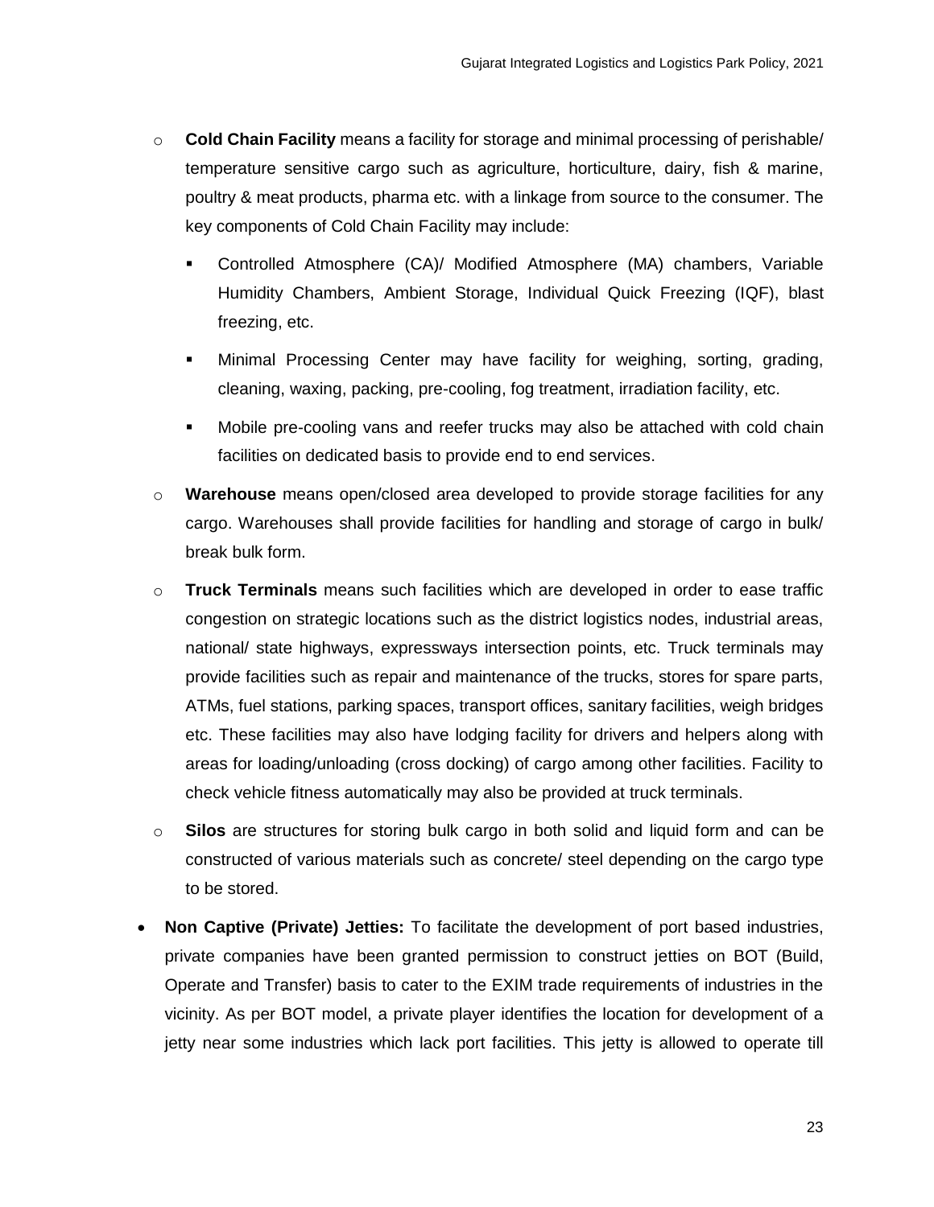- **Cold Chain Facility** means a facility for storage and minimal processing of perishable/ temperature sensitive cargo such as agriculture, horticulture, dairy, fish & marine, poultry & meat products, pharma etc. with a linkage from source to the consumer. The key components of Cold Chain Facility may include:
    - Controlled Atmosphere (CA)/ Modified Atmosphere (MA) chambers, Variable Humidity Chambers, Ambient Storage, Individual Quick Freezing (IQF), blast freezing, etc.
    - Minimal Processing Center may have facility for weighing, sorting, grading, cleaning, waxing, packing, pre-cooling, fog treatment, irradiation facility, etc.
    - Mobile pre-cooling vans and reefer trucks may also be attached with cold chain facilities on dedicated basis to provide end to end services.
  - **Warehouse** means open/closed area developed to provide storage facilities for any cargo. Warehouses shall provide facilities for handling and storage of cargo in bulk/ break bulk form.
  - **Truck Terminals** means such facilities which are developed in order to ease traffic congestion on strategic locations such as the district logistics nodes, industrial areas, national/ state highways, expressways intersection points, etc. Truck terminals may provide facilities such as repair and maintenance of the trucks, stores for spare parts, ATMs, fuel stations, parking spaces, transport offices, sanitary facilities, weigh bridges etc. These facilities may also have lodging facility for drivers and helpers along with areas for loading/unloading (cross docking) of cargo among other facilities. Facility to check vehicle fitness automatically may also be provided at truck terminals.
  - **Silos** are structures for storing bulk cargo in both solid and liquid form and can be constructed of various materials such as concrete/ steel depending on the cargo type to be stored.

- **Non Captive (Private) Jetties:** To facilitate the development of port based industries, private companies have been granted permission to construct jetties on BOT (Build, Operate and Transfer) basis to cater to the EXIM trade requirements of industries in the vicinity. As per BOT model, a private player identifies the location for development of a jetty near some industries which lack port facilities. This jetty is allowed to operate till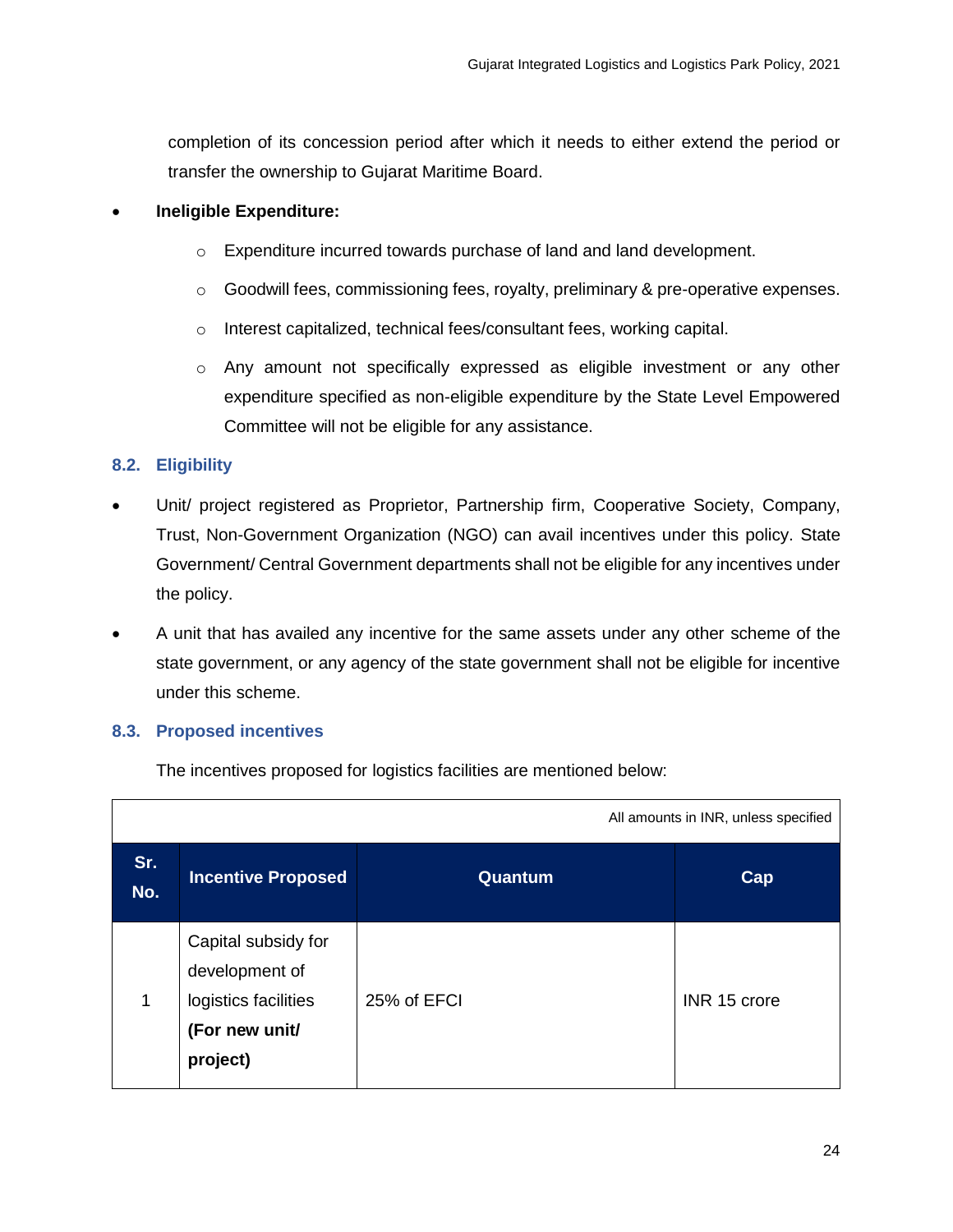completion of its concession period after which it needs to either extend the period or transfer the ownership to Gujarat Maritime Board.

- **Ineligible Expenditure:**
    - Expenditure incurred towards purchase of land and land development.
    - Goodwill fees, commissioning fees, royalty, preliminary & pre-operative expenses.
    - Interest capitalized, technical fees/consultant fees, working capital.
    - Any amount not specifically expressed as eligible investment or any other expenditure specified as non-eligible expenditure by the State Level Empowered Committee will not be eligible for any assistance.

### 8.2. Eligibility

- Unit/ project registered as Proprietor, Partnership firm, Cooperative Society, Company, Trust, Non-Government Organization (NGO) can avail incentives under this policy. State Government/ Central Government departments shall not be eligible for any incentives under the policy.
- A unit that has availed any incentive for the same assets under any other scheme of the state government, or any agency of the state government shall not be eligible for incentive under this scheme.

### 8.3. Proposed incentives

The incentives proposed for logistics facilities are mentioned below:

All amounts in INR, unless specified

| Sr. No. | Incentive Proposed | Quantum | Cap |
|---|---|---|---|
| 1 | Capital subsidy for development of logistics facilities **(For new unit/ project)** | 25% of EFCI | INR 15 crore |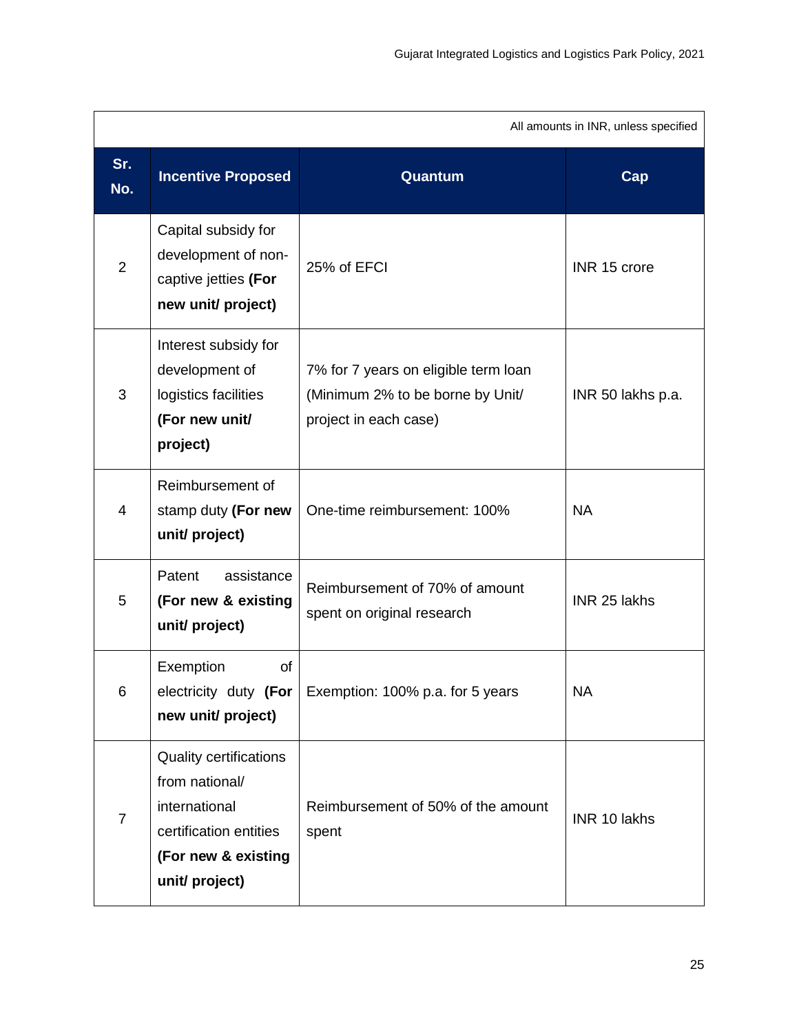All amounts in INR, unless specified

| Sr. No. | Incentive Proposed | Quantum | Cap |
|---|---|---|---|
| 2 | Capital subsidy for development of non-captive jetties **(For new unit/ project)** | 25% of EFCI | INR 15 crore |
| 3 | Interest subsidy for development of logistics facilities **(For new unit/ project)** | 7% for 7 years on eligible term loan (Minimum 2% to be borne by Unit/ project in each case) | INR 50 lakhs p.a. |
| 4 | Reimbursement of stamp duty **(For new unit/ project)** | One-time reimbursement: 100% | NA |
| 5 | Patent assistance **(For new & existing unit/ project)** | Reimbursement of 70% of amount spent on original research | INR 25 lakhs |
| 6 | Exemption of electricity duty **(For new unit/ project)** | Exemption: 100% p.a. for 5 years | NA |
| 7 | Quality certifications from national/ international certification entities **(For new & existing unit/ project)** | Reimbursement of 50% of the amount spent | INR 10 lakhs |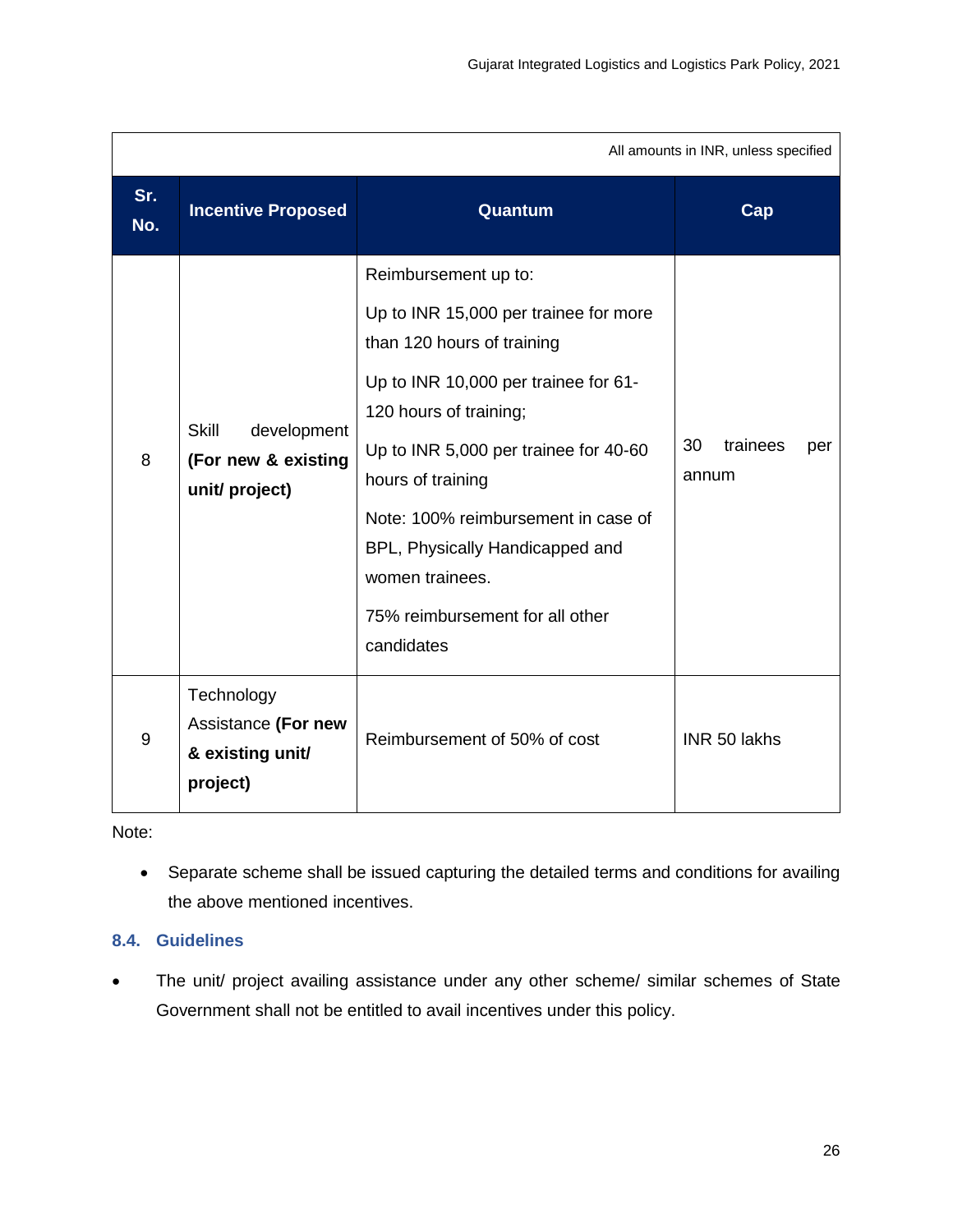All amounts in INR, unless specified

| Sr. No. | Incentive Proposed | Quantum | Cap |
|---|---|---|---|
| 8 | Skill development **(For new & existing unit/ project)** | Reimbursement up to:<br>Up to INR 15,000 per trainee for more than 120 hours of training<br>Up to INR 10,000 per trainee for 61-120 hours of training;<br>Up to INR 5,000 per trainee for 40-60 hours of training<br>Note: 100% reimbursement in case of BPL, Physically Handicapped and women trainees.<br>75% reimbursement for all other candidates | 30 trainees per annum |
| 9 | Technology Assistance **(For new & existing unit/ project)** | Reimbursement of 50% of cost | INR 50 lakhs |

Note:

- Separate scheme shall be issued capturing the detailed terms and conditions for availing the above mentioned incentives.

### 8.4. Guidelines

- The unit/ project availing assistance under any other scheme/ similar schemes of State Government shall not be entitled to avail incentives under this policy.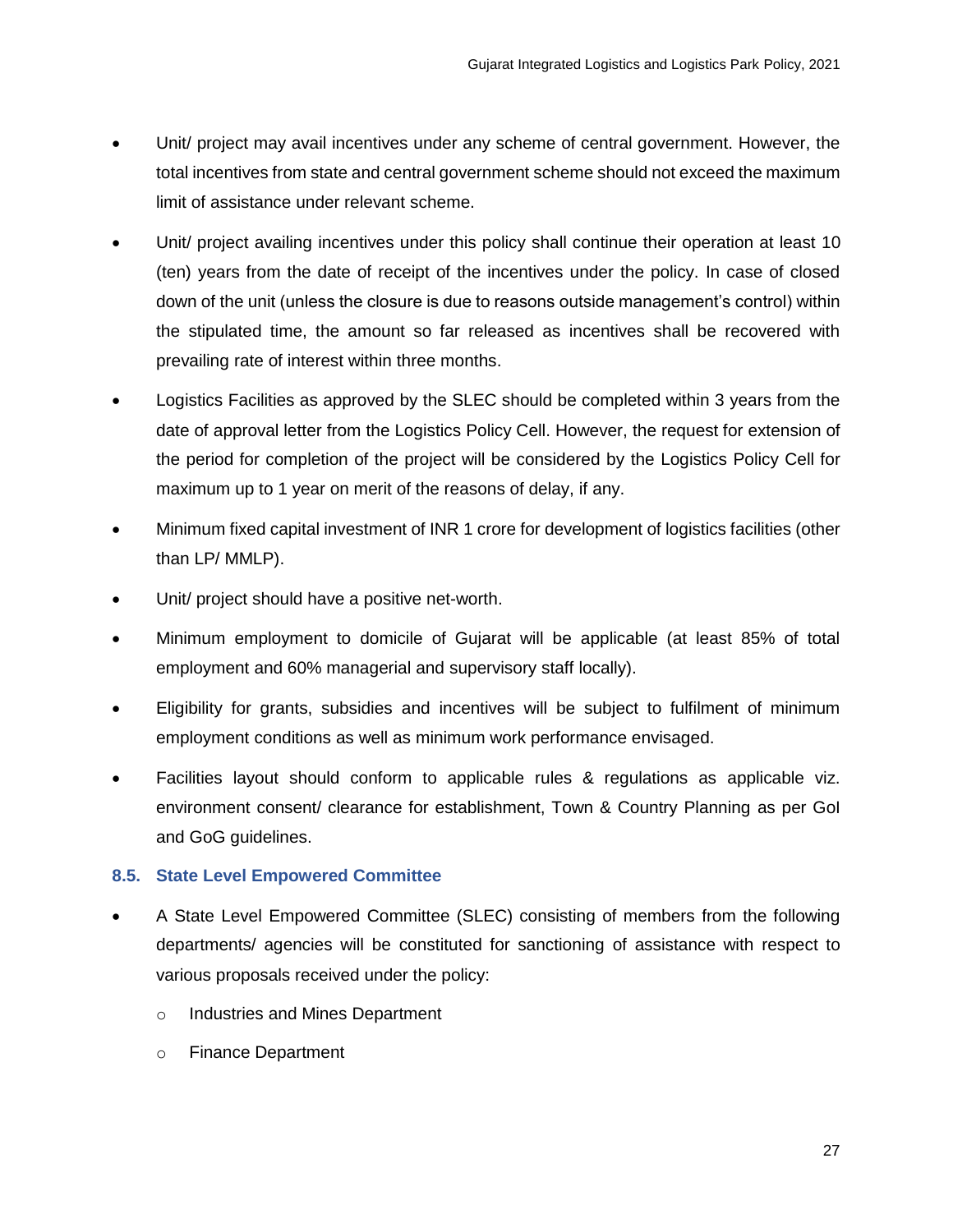- Unit/ project may avail incentives under any scheme of central government. However, the total incentives from state and central government scheme should not exceed the maximum limit of assistance under relevant scheme.
- Unit/ project availing incentives under this policy shall continue their operation at least 10 (ten) years from the date of receipt of the incentives under the policy. In case of closed down of the unit (unless the closure is due to reasons outside management's control) within the stipulated time, the amount so far released as incentives shall be recovered with prevailing rate of interest within three months.
- Logistics Facilities as approved by the SLEC should be completed within 3 years from the date of approval letter from the Logistics Policy Cell. However, the request for extension of the period for completion of the project will be considered by the Logistics Policy Cell for maximum up to 1 year on merit of the reasons of delay, if any.
- Minimum fixed capital investment of INR 1 crore for development of logistics facilities (other than LP/ MMLP).
- Unit/ project should have a positive net-worth.
- Minimum employment to domicile of Gujarat will be applicable (at least 85% of total employment and 60% managerial and supervisory staff locally).
- Eligibility for grants, subsidies and incentives will be subject to fulfilment of minimum employment conditions as well as minimum work performance envisaged.
- Facilities layout should conform to applicable rules & regulations as applicable viz. environment consent/ clearance for establishment, Town & Country Planning as per GoI and GoG guidelines.

### 8.5. State Level Empowered Committee

- A State Level Empowered Committee (SLEC) consisting of members from the following departments/ agencies will be constituted for sanctioning of assistance with respect to various proposals received under the policy:
  - Industries and Mines Department
  - Finance Department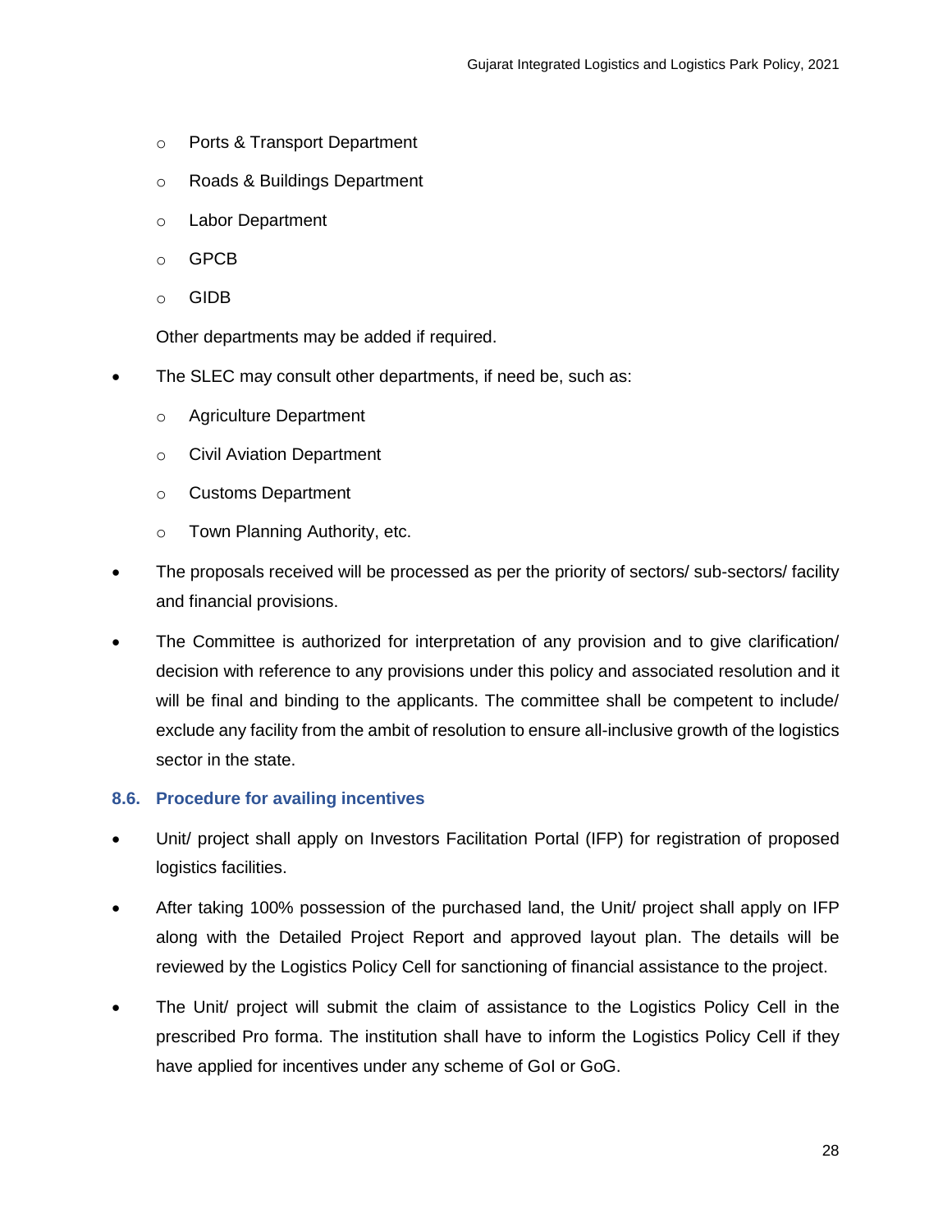- Ports & Transport Department
  - Roads & Buildings Department
  - Labor Department
  - GPCB
  - GIDB

  Other departments may be added if required.

- The SLEC may consult other departments, if need be, such as:
  - Agriculture Department
  - Civil Aviation Department
  - Customs Department
  - Town Planning Authority, etc.
- The proposals received will be processed as per the priority of sectors/ sub-sectors/ facility and financial provisions.
- The Committee is authorized for interpretation of any provision and to give clarification/ decision with reference to any provisions under this policy and associated resolution and it will be final and binding to the applicants. The committee shall be competent to include/ exclude any facility from the ambit of resolution to ensure all-inclusive growth of the logistics sector in the state.

### 8.6. Procedure for availing incentives

- Unit/ project shall apply on Investors Facilitation Portal (IFP) for registration of proposed logistics facilities.
- After taking 100% possession of the purchased land, the Unit/ project shall apply on IFP along with the Detailed Project Report and approved layout plan. The details will be reviewed by the Logistics Policy Cell for sanctioning of financial assistance to the project.
- The Unit/ project will submit the claim of assistance to the Logistics Policy Cell in the prescribed Pro forma. The institution shall have to inform the Logistics Policy Cell if they have applied for incentives under any scheme of GoI or GoG.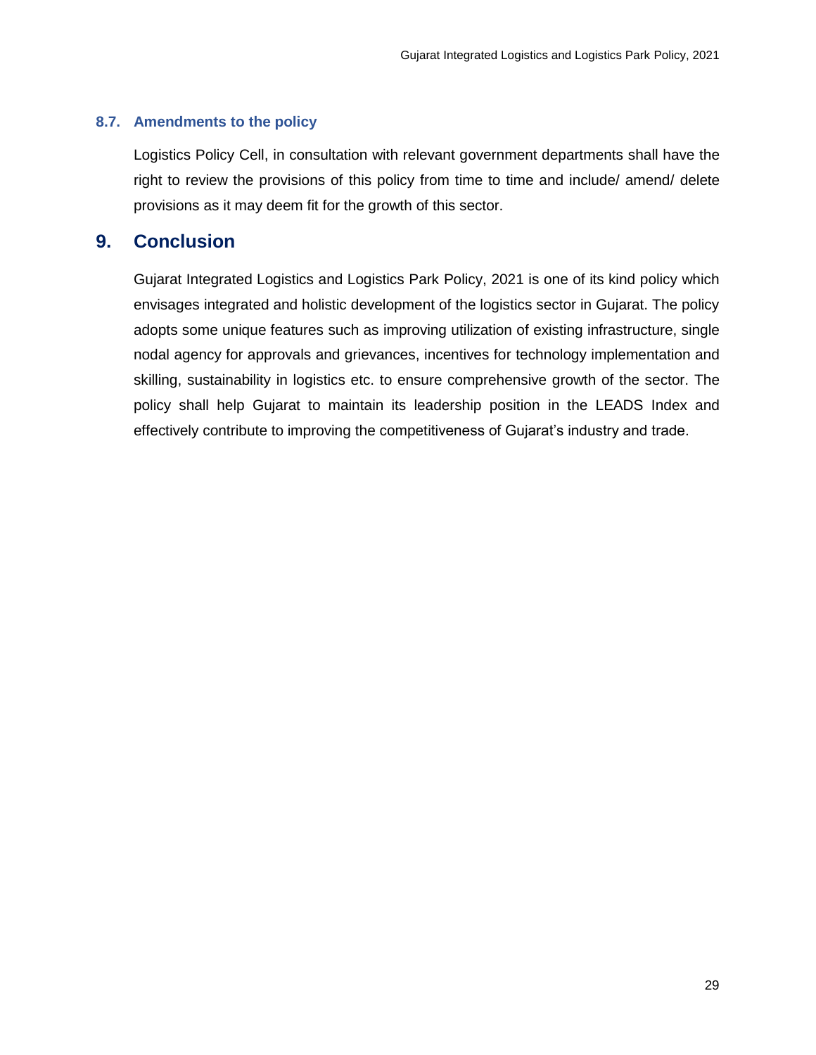### 8.7. Amendments to the policy

Logistics Policy Cell, in consultation with relevant government departments shall have the right to review the provisions of this policy from time to time and include/ amend/ delete provisions as it may deem fit for the growth of this sector.

## 9. Conclusion

Gujarat Integrated Logistics and Logistics Park Policy, 2021 is one of its kind policy which envisages integrated and holistic development of the logistics sector in Gujarat. The policy adopts some unique features such as improving utilization of existing infrastructure, single nodal agency for approvals and grievances, incentives for technology implementation and skilling, sustainability in logistics etc. to ensure comprehensive growth of the sector. The policy shall help Gujarat to maintain its leadership position in the LEADS Index and effectively contribute to improving the competitiveness of Gujarat's industry and trade.